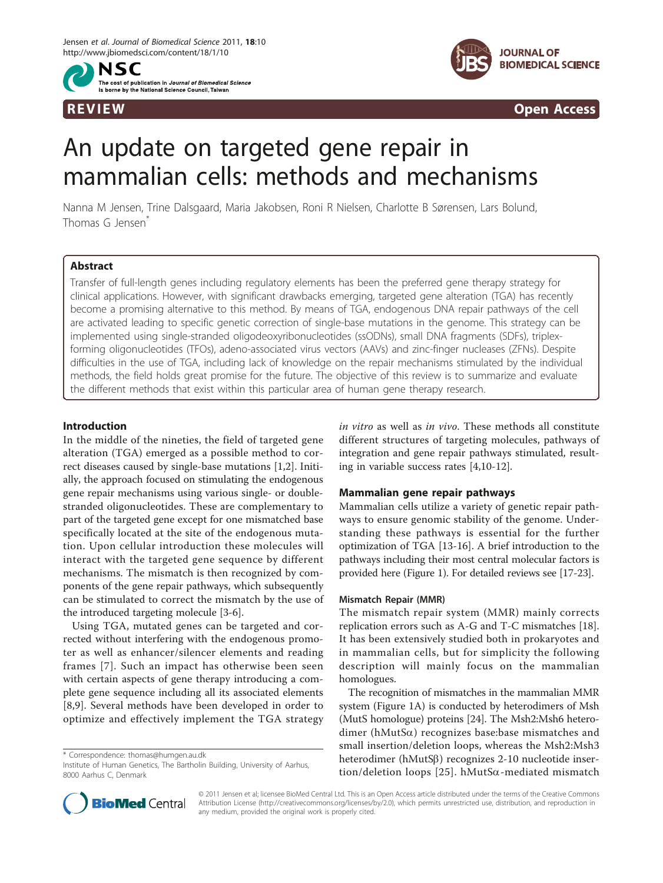REVIEW Open Access

# An update on targeted gene repair in mammalian cells: methods and mechanisms

Nanna M Jensen, Trine Dalsgaard, Maria Jakobsen, Roni R Nielsen, Charlotte B Sørensen, Lars Bolund, Thomas G Jensen*

## Abstract

Transfer of full-length genes including regulatory elements has been the preferred gene therapy strategy for clinical applications. However, with significant drawbacks emerging, targeted gene alteration (TGA) has recently become a promising alternative to this method. By means of TGA, endogenous DNA repair pathways of the cell are activated leading to specific genetic correction of single-base mutations in the genome. This strategy can be implemented using single-stranded oligodeoxyribonucleotides (ssODNs), small DNA fragments (SDFs), triplex-forming oligonucleotides (TFOs), adeno-associated virus vectors (AAVs) and zinc-finger nucleases (ZFNs). Despite difficulties in the use of TGA, including lack of knowledge on the repair mechanisms stimulated by the individual methods, the field holds great promise for the future. The objective of this review is to summarize and evaluate the different methods that exist within this particular area of human gene therapy research.

## Introduction

In the middle of the nineties, the field of targeted gene alteration (TGA) emerged as a possible method to correct diseases caused by single-base mutations [1,2]. Initially, the approach focused on stimulating the endogenous gene repair mechanisms using various single- or double-stranded oligonucleotides. These are complementary to part of the targeted gene except for one mismatched base specifically located at the site of the endogenous mutation. Upon cellular introduction these molecules will interact with the targeted gene sequence by different mechanisms. The mismatch is then recognized by components of the gene repair pathways, which subsequently can be stimulated to correct the mismatch by the use of the introduced targeting molecule [3-6].

Using TGA, mutated genes can be targeted and corrected without interfering with the endogenous promoter as well as enhancer/silencer elements and reading frames [7]. Such an impact has otherwise been seen with certain aspects of gene therapy introducing a complete gene sequence including all its associated elements [8,9]. Several methods have been developed in order to optimize and effectively implement the TGA strategy *in vitro* as well as *in vivo*. These methods all constitute different structures of targeting molecules, pathways of integration and gene repair pathways stimulated, resulting in variable success rates [4,10-12].

## Mammalian gene repair pathways

Mammalian cells utilize a variety of genetic repair pathways to ensure genomic stability of the genome. Understanding these pathways is essential for the further optimization of TGA [13-16]. A brief introduction to the pathways including their most central molecular factors is provided here (Figure 1). For detailed reviews see [17-23].

### Mismatch Repair (MMR)

The mismatch repair system (MMR) mainly corrects replication errors such as A-G and T-C mismatches [18]. It has been extensively studied both in prokaryotes and in mammalian cells, but for simplicity the following description will mainly focus on the mammalian homologues.

The recognition of mismatches in the mammalian MMR system (Figure 1A) is conducted by heterodimers of Msh (MutS homologue) proteins [24]. The Msh2:Msh6 heterodimer (hMutS$\alpha$) recognizes base:base mismatches and small insertion/deletion loops, whereas the Msh2:Msh3 heterodimer (hMutS$\beta$) recognizes 2-10 nucleotide insertion/deletion loops [25]. hMutS$\alpha$-mediated mismatch

\* Correspondence: thomas@humgen.au.dk
Institute of Human Genetics, The Bartholin Building, University of Aarhus, 8000 Aarhus C, Denmark

© 2011 Jensen et al; licensee BioMed Central Ltd. This is an Open Access article distributed under the terms of the Creative Commons Attribution License (http://creativecommons.org/licenses/by/2.0), which permits unrestricted use, distribution, and reproduction in any medium, provided the original work is properly cited.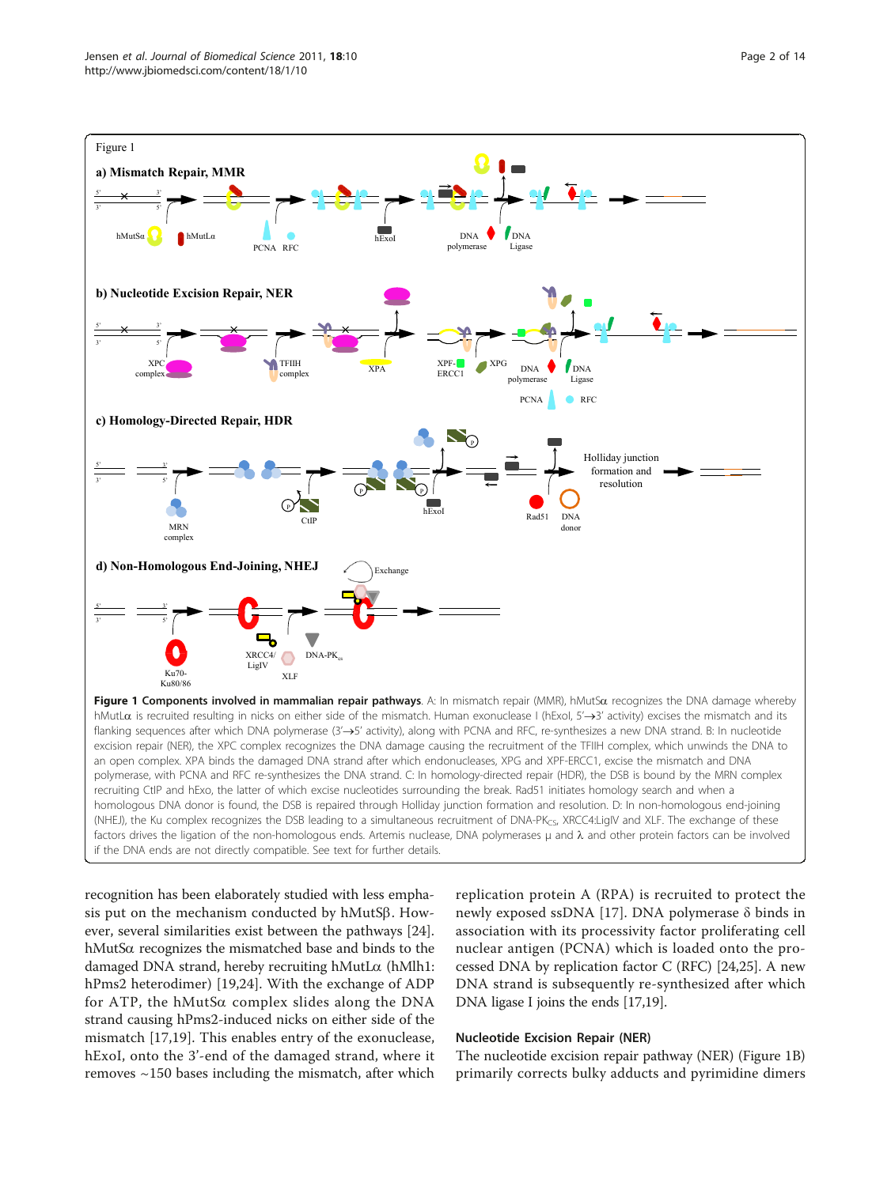**Figure 1 Components involved in mammalian repair pathways**. A: In mismatch repair (MMR), hMutSα recognizes the DNA damage whereby hMutLα is recruited resulting in nicks on either side of the mismatch. Human exonuclease I (hExoI, 5'→3' activity) excises the mismatch and its flanking sequences after which DNA polymerase (3'→5' activity), along with PCNA and RFC, re-synthesizes a new DNA strand. B: In nucleotide excision repair (NER), the XPC complex recognizes the DNA damage causing the recruitment of the TFIIH complex, which unwinds the DNA to an open complex. XPA binds the damaged DNA strand after which endonucleases, XPG and XPF-ERCC1, excise the mismatch and DNA polymerase, with PCNA and RFC re-synthesizes the DNA strand. C: In homology-directed repair (HDR), the DSB is bound by the MRN complex recruiting CtIP and hExo, the latter of which excise nucleotides surrounding the break. Rad51 initiates homology search and when a homologous DNA donor is found, the DSB is repaired through Holliday junction formation and resolution. D: In non-homologous end-joining (NHEJ), the Ku complex recognizes the DSB leading to a simultaneous recruitment of DNA-$PK_{CS}$, XRCC4:LigIV and XLF. The exchange of these factors drives the ligation of the non-homologous ends. Artemis nuclease, DNA polymerases μ and λ and other protein factors can be involved if the DNA ends are not directly compatible. See text for further details.

recognition has been elaborately studied with less emphasis put on the mechanism conducted by hMutSβ. However, several similarities exist between the pathways [24]. hMutSα recognizes the mismatched base and binds to the damaged DNA strand, hereby recruiting hMutLα (hMlh1:hPms2 heterodimer) [19,24]. With the exchange of ADP for ATP, the hMutSα complex slides along the DNA strand causing hPms2-induced nicks on either side of the mismatch [17,19]. This enables entry of the exonuclease, hExoI, onto the 3'-end of the damaged strand, where it removes ~150 bases including the mismatch, after which replication protein A (RPA) is recruited to protect the newly exposed ssDNA [17]. DNA polymerase δ binds in association with its processivity factor proliferating cell nuclear antigen (PCNA) which is loaded onto the processed DNA by replication factor C (RFC) [24,25]. A new DNA strand is subsequently re-synthesized after which DNA ligase I joins the ends [17,19].

## Nucleotide Excision Repair (NER)

The nucleotide excision repair pathway (NER) (Figure 1B) primarily corrects bulky adducts and pyrimidine dimers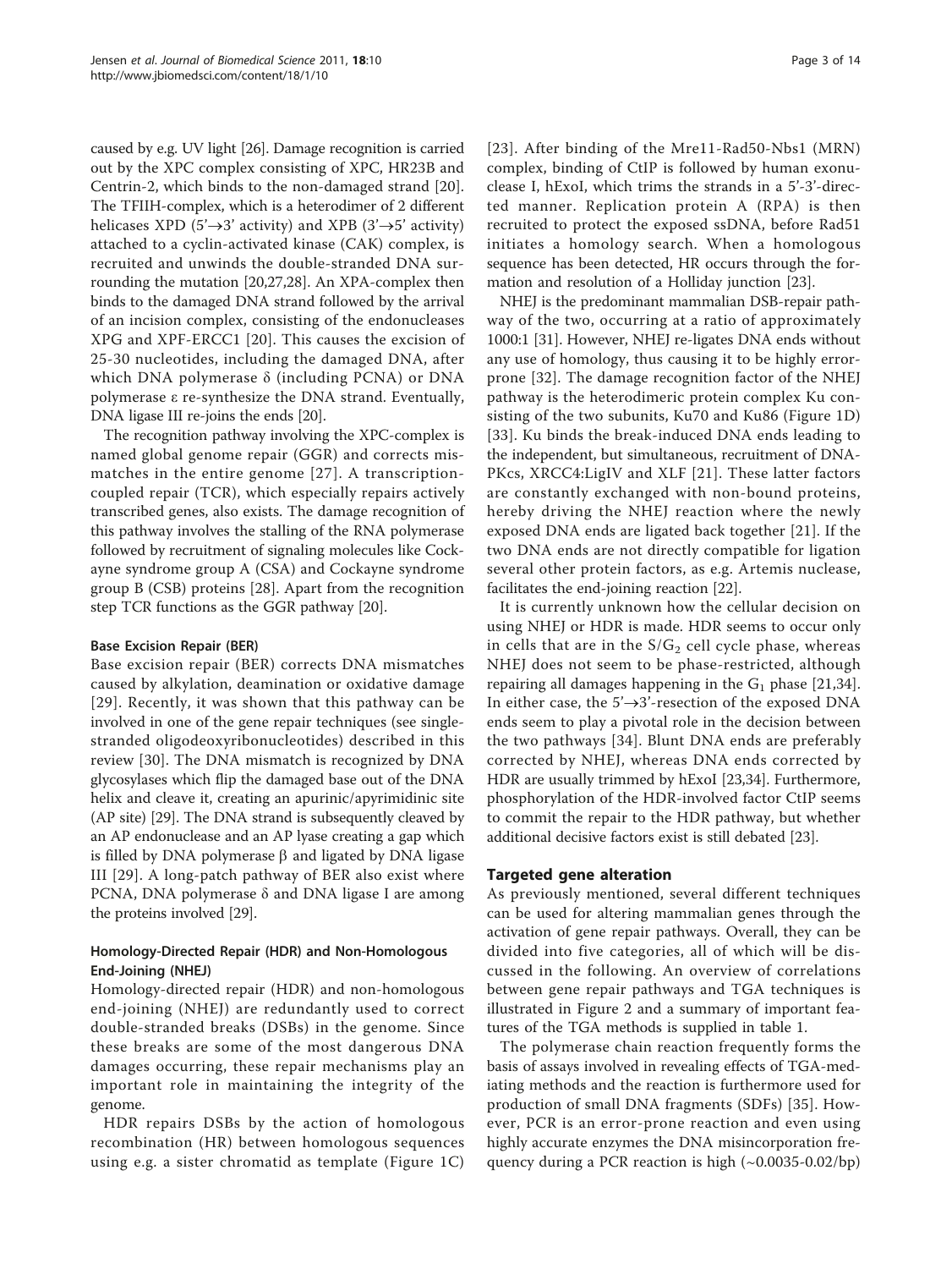caused by e.g. UV light [26]. Damage recognition is carried out by the XPC complex consisting of XPC, HR23B and Centrin-2, which binds to the non-damaged strand [20]. The TFIIH-complex, which is a heterodimer of 2 different helicases XPD (5'→3' activity) and XPB (3'→5' activity) attached to a cyclin-activated kinase (CAK) complex, is recruited and unwinds the double-stranded DNA surrounding the mutation [20,27,28]. An XPA-complex then binds to the damaged DNA strand followed by the arrival of an incision complex, consisting of the endonucleases XPG and XPF-ERCC1 [20]. This causes the excision of 25-30 nucleotides, including the damaged DNA, after which DNA polymerase δ (including PCNA) or DNA polymerase ε re-synthesize the DNA strand. Eventually, DNA ligase III re-joins the ends [20].

The recognition pathway involving the XPC-complex is named global genome repair (GGR) and corrects mismatches in the entire genome [27]. A transcription-coupled repair (TCR), which especially repairs actively transcribed genes, also exists. The damage recognition of this pathway involves the stalling of the RNA polymerase followed by recruitment of signaling molecules like Cockayne syndrome group A (CSA) and Cockayne syndrome group B (CSB) proteins [28]. Apart from the recognition step TCR functions as the GGR pathway [20].

### Base Excision Repair (BER)

Base excision repair (BER) corrects DNA mismatches caused by alkylation, deamination or oxidative damage [29]. Recently, it was shown that this pathway can be involved in one of the gene repair techniques (see single-stranded oligodeoxyribonucleotides) described in this review [30]. The DNA mismatch is recognized by DNA glycosylases which flip the damaged base out of the DNA helix and cleave it, creating an apurinic/apyrimidinic site (AP site) [29]. The DNA strand is subsequently cleaved by an AP endonuclease and an AP lyase creating a gap which is filled by DNA polymerase β and ligated by DNA ligase III [29]. A long-patch pathway of BER also exist where PCNA, DNA polymerase δ and DNA ligase I are among the proteins involved [29].

### Homology-Directed Repair (HDR) and Non-Homologous End-Joining (NHEJ)

Homology-directed repair (HDR) and non-homologous end-joining (NHEJ) are redundantly used to correct double-stranded breaks (DSBs) in the genome. Since these breaks are some of the most dangerous DNA damages occurring, these repair mechanisms play an important role in maintaining the integrity of the genome.

HDR repairs DSBs by the action of homologous recombination (HR) between homologous sequences using e.g. a sister chromatid as template (Figure 1C) [23]. After binding of the Mre11-Rad50-Nbs1 (MRN) complex, binding of CtIP is followed by human exonuclease I, hExoI, which trims the strands in a 5'-3'-directed manner. Replication protein A (RPA) is then recruited to protect the exposed ssDNA, before Rad51 initiates a homology search. When a homologous sequence has been detected, HR occurs through the formation and resolution of a Holliday junction [23].

NHEJ is the predominant mammalian DSB-repair pathway of the two, occurring at a ratio of approximately 1000:1 [31]. However, NHEJ re-ligates DNA ends without any use of homology, thus causing it to be highly error-prone [32]. The damage recognition factor of the NHEJ pathway is the heterodimeric protein complex Ku consisting of the two subunits, Ku70 and Ku86 (Figure 1D) [33]. Ku binds the break-induced DNA ends leading to the independent, but simultaneous, recruitment of DNA-PKcs, XRCC4:LigIV and XLF [21]. These latter factors are constantly exchanged with non-bound proteins, hereby driving the NHEJ reaction where the newly exposed DNA ends are ligated back together [21]. If the two DNA ends are not directly compatible for ligation several other protein factors, as e.g. Artemis nuclease, facilitates the end-joining reaction [22].

It is currently unknown how the cellular decision on using NHEJ or HDR is made. HDR seems to occur only in cells that are in the $S/G_2$ cell cycle phase, whereas NHEJ does not seem to be phase-restricted, although repairing all damages happening in the $G_1$ phase [21,34]. In either case, the 5'→3'-resection of the exposed DNA ends seem to play a pivotal role in the decision between the two pathways [34]. Blunt DNA ends are preferably corrected by NHEJ, whereas DNA ends corrected by HDR are usually trimmed by hExoI [23,34]. Furthermore, phosphorylation of the HDR-involved factor CtIP seems to commit the repair to the HDR pathway, but whether additional decisive factors exist is still debated [23].

## Targeted gene alteration

As previously mentioned, several different techniques can be used for altering mammalian genes through the activation of gene repair pathways. Overall, they can be divided into five categories, all of which will be discussed in the following. An overview of correlations between gene repair pathways and TGA techniques is illustrated in Figure 2 and a summary of important features of the TGA methods is supplied in table 1.

The polymerase chain reaction frequently forms the basis of assays involved in revealing effects of TGA-mediating methods and the reaction is furthermore used for production of small DNA fragments (SDFs) [35]. However, PCR is an error-prone reaction and even using highly accurate enzymes the DNA misincorporation frequency during a PCR reaction is high (~0.0035-0.02/bp)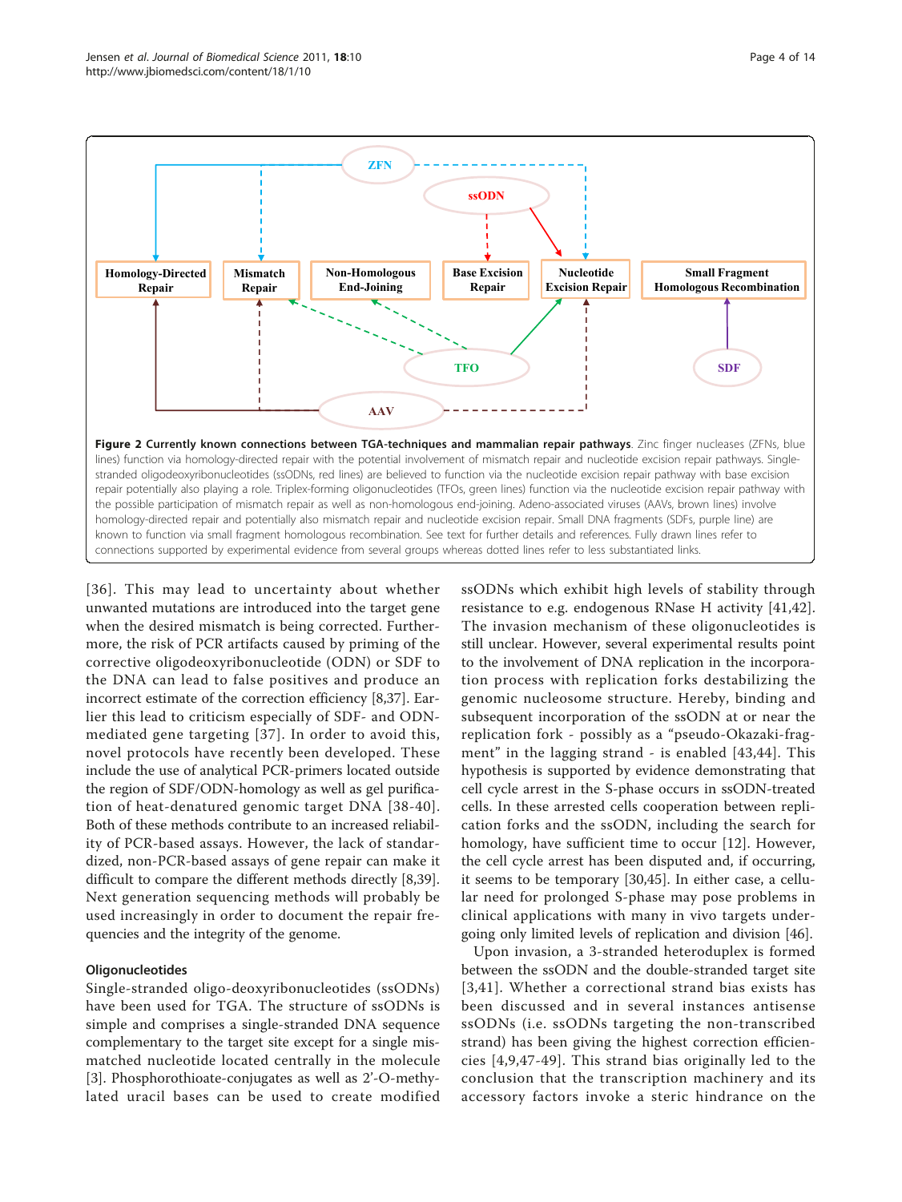**Figure 2 Currently known connections between TGA-techniques and mammalian repair pathways**. Zinc finger nucleases (ZFNs, blue lines) function via homology-directed repair with the potential involvement of mismatch repair and nucleotide excision repair pathways. Single-stranded oligodeoxyribonucleotides (ssODNs, red lines) are believed to function via the nucleotide excision repair pathway with base excision repair potentially also playing a role. Triplex-forming oligonucleotides (TFOs, green lines) function via the nucleotide excision repair pathway with the possible participation of mismatch repair as well as non-homologous end-joining. Adeno-associated viruses (AAVs, brown lines) involve homology-directed repair and potentially also mismatch repair and nucleotide excision repair. Small DNA fragments (SDFs, purple line) are known to function via small fragment homologous recombination. See text for further details and references. Fully drawn lines refer to connections supported by experimental evidence from several groups whereas dotted lines refer to less substantiated links.

[36]. This may lead to uncertainty about whether unwanted mutations are introduced into the target gene when the desired mismatch is being corrected. Furthermore, the risk of PCR artifacts caused by priming of the corrective oligodeoxyribonucleotide (ODN) or SDF to the DNA can lead to false positives and produce an incorrect estimate of the correction efficiency [8,37]. Earlier this lead to criticism especially of SDF- and ODN-mediated gene targeting [37]. In order to avoid this, novel protocols have recently been developed. These include the use of analytical PCR-primers located outside the region of SDF/ODN-homology as well as gel purification of heat-denatured genomic target DNA [38-40]. Both of these methods contribute to an increased reliability of PCR-based assays. However, the lack of standardized, non-PCR-based assays of gene repair can make it difficult to compare the different methods directly [8,39]. Next generation sequencing methods will probably be used increasingly in order to document the repair frequencies and the integrity of the genome.

## Oligonucleotides

Single-stranded oligo-deoxyribonucleotides (ssODNs) have been used for TGA. The structure of ssODNs is simple and comprises a single-stranded DNA sequence complementary to the target site except for a single mismatched nucleotide located centrally in the molecule [3]. Phosphorothioate-conjugates as well as 2'-O-methylated uracil bases can be used to create modified ssODNs which exhibit high levels of stability through resistance to e.g. endogenous RNase H activity [41,42]. The invasion mechanism of these oligonucleotides is still unclear. However, several experimental results point to the involvement of DNA replication in the incorporation process with replication forks destabilizing the genomic nucleosome structure. Hereby, binding and subsequent incorporation of the ssODN at or near the replication fork - possibly as a "pseudo-Okazaki-fragment" in the lagging strand - is enabled [43,44]. This hypothesis is supported by evidence demonstrating that cell cycle arrest in the S-phase occurs in ssODN-treated cells. In these arrested cells cooperation between replication forks and the ssODN, including the search for homology, have sufficient time to occur [12]. However, the cell cycle arrest has been disputed and, if occurring, it seems to be temporary [30,45]. In either case, a cellular need for prolonged S-phase may pose problems in clinical applications with many in vivo targets undergoing only limited levels of replication and division [46].

Upon invasion, a 3-stranded heteroduplex is formed between the ssODN and the double-stranded target site [3,41]. Whether a correctional strand bias exists has been discussed and in several instances antisense ssODNs (i.e. ssODNs targeting the non-transcribed strand) has been giving the highest correction efficiencies [4,9,47-49]. This strand bias originally led to the conclusion that the transcription machinery and its accessory factors invoke a steric hindrance on the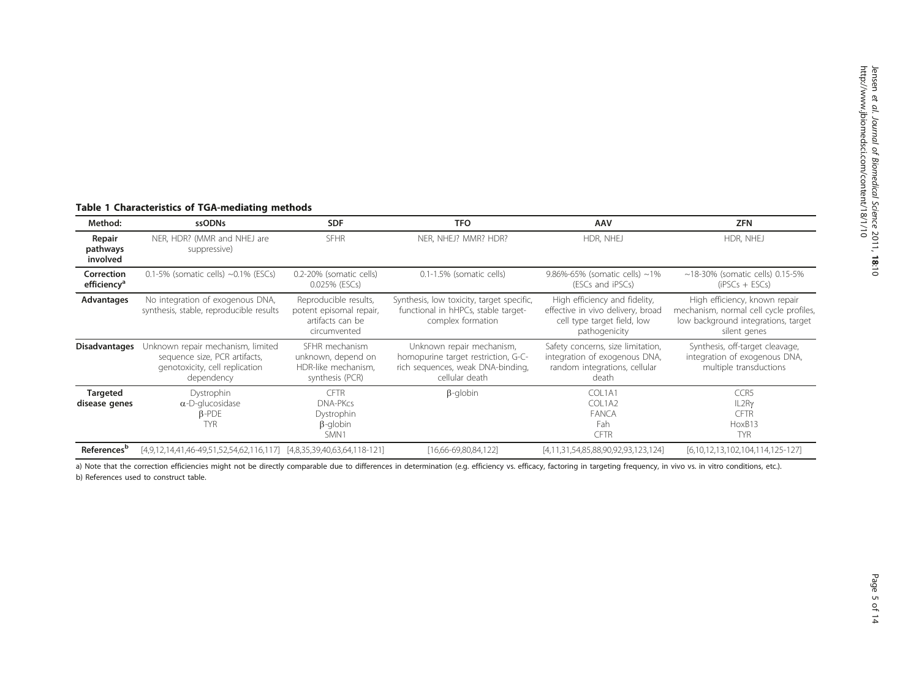**Table 1 Characteristics of TGA-mediating methods**

| Method: | ssODNs | SDF | TFO | AAV | ZFN |
|---|---|---|---|---|---|
| **Repair pathways involved** | NER, HDR? (MMR and NHEJ are suppressive) | SFHR | NER, NHEJ? MMR? HDR? | HDR, NHEJ | HDR, NHEJ |
| **Correction efficiency[a]** | 0.1-5% (somatic cells) ~0.1% (ESCs) | 0.2-20% (somatic cells) 0.025% (ESCs) | 0.1-1.5% (somatic cells) | 9.86%-65% (somatic cells) ~1% (ESCs and iPSCs) | ~18-30% (somatic cells) 0.15-5% (iPSCs + ESCs) |
| **Advantages** | No integration of exogenous DNA, synthesis, stable, reproducible results | Reproducible results, potent episomal repair, artifacts can be circumvented | Synthesis, low toxicity, target specific, functional in hHPCs, stable target-complex formation | High efficiency and fidelity, effective in vivo delivery, broad cell type target field, low pathogenicity | High efficiency, known repair mechanism, normal cell cycle profiles, low background integrations, target silent genes |
| **Disadvantages** | Unknown repair mechanism, limited sequence size, PCR artifacts, genotoxicity, cell replication dependency | SFHR mechanism unknown, depend on HDR-like mechanism, synthesis (PCR) | Unknown repair mechanism, homopurine target restriction, G-C-rich sequences, weak DNA-binding, cellular death | Safety concerns, size limitation, integration of exogenous DNA, random integrations, cellular death | Synthesis, off-target cleavage, integration of exogenous DNA, multiple transductions |
| **Targeted disease genes** | Dystrophin<br>α-D-glucosidase<br>β-PDE<br>TYR | CFTR<br>DNA-PKcs<br>Dystrophin<br>β-globin<br>SMN1 | β-globin | COL1A1<br>COL1A2<br>FANCA<br>Fah<br>CFTR | CCR5<br>IL2Rγ<br>CFTR<br>HoxB13<br>TYR |
| **References[b]** | [4,9,12,14,41,46-49,51,52,54,62,116,117] | [4,8,35,39,40,63,64,118-121] | [16,66-69,80,84,122] | [4,11,31,54,85,88,90,92,93,123,124] | [6,10,12,13,102,104,114,125-127] |

a) Note that the correction efficiencies might not be directly comparable due to differences in determination (e.g. efficiency vs. efficacy, factoring in targeting frequency, in vivo vs. in vitro conditions, etc.).

b) References used to construct table.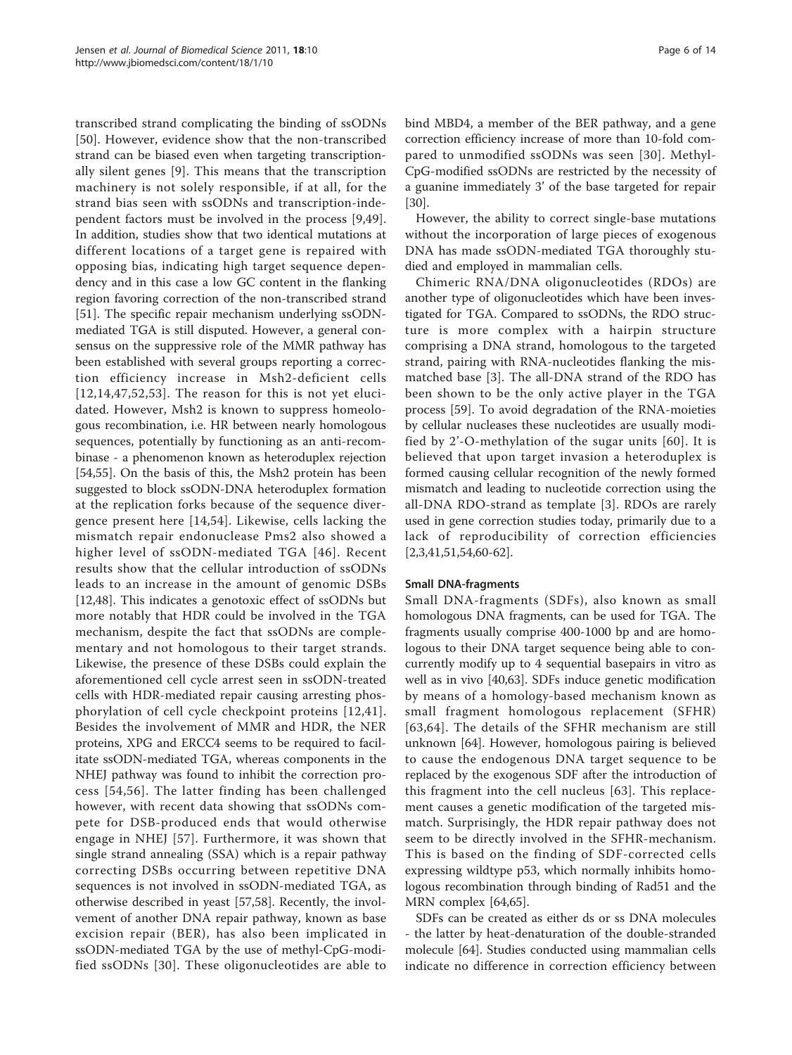transcribed strand complicating the binding of ssODNs [50]. However, evidence show that the non-transcribed strand can be biased even when targeting transcriptionally silent genes [9]. This means that the transcription machinery is not solely responsible, if at all, for the strand bias seen with ssODNs and transcription-independent factors must be involved in the process [9,49]. In addition, studies show that two identical mutations at different locations of a target gene is repaired with opposing bias, indicating high target sequence dependency and in this case a low GC content in the flanking region favoring correction of the non-transcribed strand [51]. The specific repair mechanism underlying ssODN-mediated TGA is still disputed. However, a general consensus on the suppressive role of the MMR pathway has been established with several groups reporting a correction efficiency increase in Msh2-deficient cells [12,14,47,52,53]. The reason for this is not yet elucidated. However, Msh2 is known to suppress homeologous recombination, i.e. HR between nearly homologous sequences, potentially by functioning as an anti-recombinase - a phenomenon known as heteroduplex rejection [54,55]. On the basis of this, the Msh2 protein has been suggested to block ssODN-DNA heteroduplex formation at the replication forks because of the sequence divergence present here [14,54]. Likewise, cells lacking the mismatch repair endonuclease Pms2 also showed a higher level of ssODN-mediated TGA [46]. Recent results show that the cellular introduction of ssODNs leads to an increase in the amount of genomic DSBs [12,48]. This indicates a genotoxic effect of ssODNs but more notably that HDR could be involved in the TGA mechanism, despite the fact that ssODNs are complementary and not homologous to their target strands. Likewise, the presence of these DSBs could explain the aforementioned cell cycle arrest seen in ssODN-treated cells with HDR-mediated repair causing arresting phosphorylation of cell cycle checkpoint proteins [12,41]. Besides the involvement of MMR and HDR, the NER proteins, XPG and ERCC4 seems to be required to facilitate ssODN-mediated TGA, whereas components in the NHEJ pathway was found to inhibit the correction process [54,56]. The latter finding has been challenged however, with recent data showing that ssODNs compete for DSB-produced ends that would otherwise engage in NHEJ [57]. Furthermore, it was shown that single strand annealing (SSA) which is a repair pathway correcting DSBs occurring between repetitive DNA sequences is not involved in ssODN-mediated TGA, as otherwise described in yeast [57,58]. Recently, the involvement of another DNA repair pathway, known as base excision repair (BER), has also been implicated in ssODN-mediated TGA by the use of methyl-CpG-modified ssODNs [30]. These oligonucleotides are able to bind MBD4, a member of the BER pathway, and a gene correction efficiency increase of more than 10-fold compared to unmodified ssODNs was seen [30]. Methyl-CpG-modified ssODNs are restricted by the necessity of a guanine immediately 3' of the base targeted for repair [30].

However, the ability to correct single-base mutations without the incorporation of large pieces of exogenous DNA has made ssODN-mediated TGA thoroughly studied and employed in mammalian cells.

Chimeric RNA/DNA oligonucleotides (RDOs) are another type of oligonucleotides which have been investigated for TGA. Compared to ssODNs, the RDO structure is more complex with a hairpin structure comprising a DNA strand, homologous to the targeted strand, pairing with RNA-nucleotides flanking the mismatched base [3]. The all-DNA strand of the RDO has been shown to be the only active player in the TGA process [59]. To avoid degradation of the RNA-moieties by cellular nucleases these nucleotides are usually modified by 2'-O-methylation of the sugar units [60]. It is believed that upon target invasion a heteroduplex is formed causing cellular recognition of the newly formed mismatch and leading to nucleotide correction using the all-DNA RDO-strand as template [3]. RDOs are rarely used in gene correction studies today, primarily due to a lack of reproducibility of correction efficiencies [2,3,41,51,54,60-62].

#### Small DNA-fragments

Small DNA-fragments (SDFs), also known as small homologous DNA fragments, can be used for TGA. The fragments usually comprise 400-1000 bp and are homologous to their DNA target sequence being able to concurrently modify up to 4 sequential basepairs in vitro as well as in vivo [40,63]. SDFs induce genetic modification by means of a homology-based mechanism known as small fragment homologous replacement (SFHR) [63,64]. The details of the SFHR mechanism are still unknown [64]. However, homologous pairing is believed to cause the endogenous DNA target sequence to be replaced by the exogenous SDF after the introduction of this fragment into the cell nucleus [63]. This replacement causes a genetic modification of the targeted mismatch. Surprisingly, the HDR repair pathway does not seem to be directly involved in the SFHR-mechanism. This is based on the finding of SDF-corrected cells expressing wildtype p53, which normally inhibits homologous recombination through binding of Rad51 and the MRN complex [64,65].

SDFs can be created as either ds or ss DNA molecules - the latter by heat-denaturation of the double-stranded molecule [64]. Studies conducted using mammalian cells indicate no difference in correction efficiency between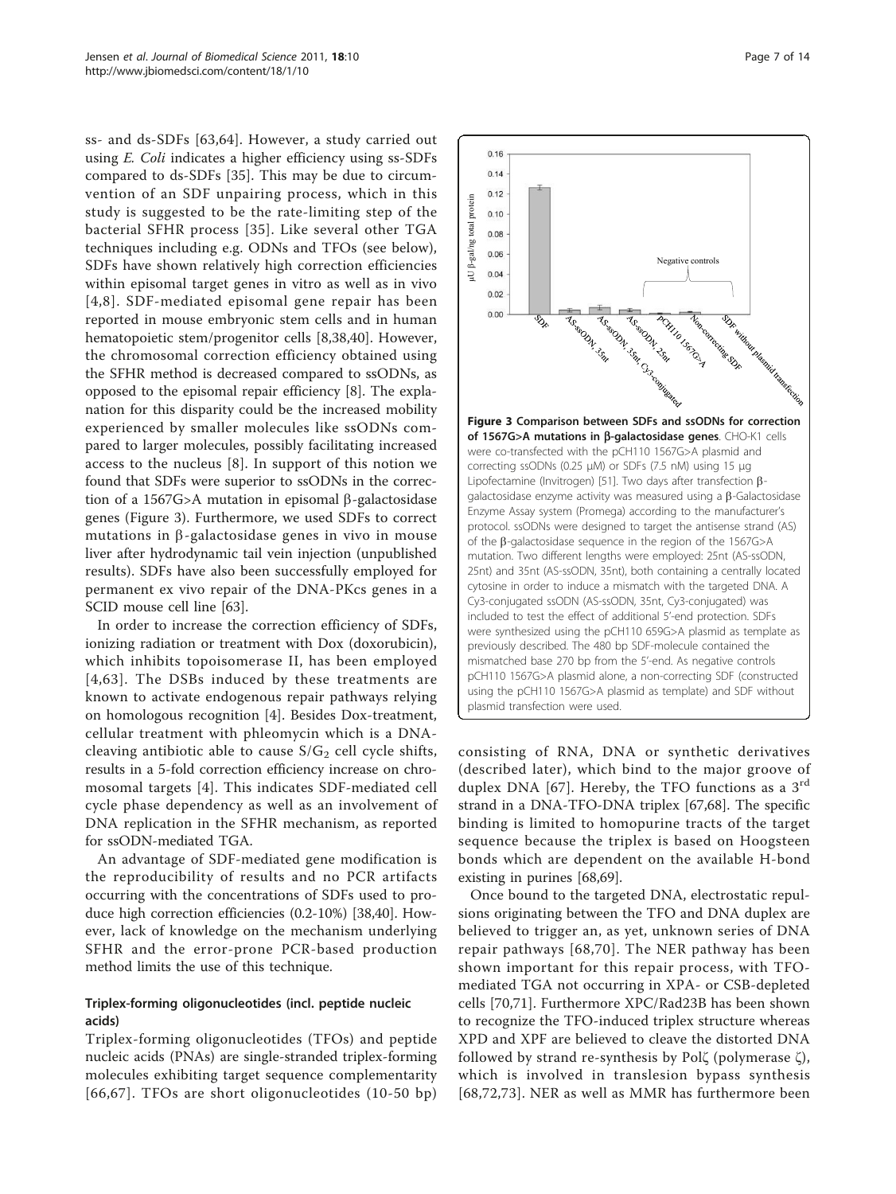ss- and ds-SDFs [63,64]. However, a study carried out using *E. Coli* indicates a higher efficiency using ss-SDFs compared to ds-SDFs [35]. This may be due to circumvention of an SDF unpairing process, which in this study is suggested to be the rate-limiting step of the bacterial SFHR process [35]. Like several other TGA techniques including e.g. ODNs and TFOs (see below), SDFs have shown relatively high correction efficiencies within episomal target genes in vitro as well as in vivo [4,8]. SDF-mediated episomal gene repair has been reported in mouse embryonic stem cells and in human hematopoietic stem/progenitor cells [8,38,40]. However, the chromosomal correction efficiency obtained using the SFHR method is decreased compared to ssODNs, as opposed to the episomal repair efficiency [8]. The explanation for this disparity could be the increased mobility experienced by smaller molecules like ssODNs compared to larger molecules, possibly facilitating increased access to the nucleus [8]. In support of this notion we found that SDFs were superior to ssODNs in the correction of a 1567G>A mutation in episomal β-galactosidase genes (Figure 3). Furthermore, we used SDFs to correct mutations in β-galactosidase genes in vivo in mouse liver after hydrodynamic tail vein injection (unpublished results). SDFs have also been successfully employed for permanent ex vivo repair of the DNA-PKcs genes in a SCID mouse cell line [63].

In order to increase the correction efficiency of SDFs, ionizing radiation or treatment with Dox (doxorubicin), which inhibits topoisomerase II, has been employed [4,63]. The DSBs induced by these treatments are known to activate endogenous repair pathways relying on homologous recognition [4]. Besides Dox-treatment, cellular treatment with phleomycin which is a DNA-cleaving antibiotic able to cause $S/G_2$ cell cycle shifts, results in a 5-fold correction efficiency increase on chromosomal targets [4]. This indicates SDF-mediated cell cycle phase dependency as well as an involvement of DNA replication in the SFHR mechanism, as reported for ssODN-mediated TGA.

An advantage of SDF-mediated gene modification is the reproducibility of results and no PCR artifacts occurring with the concentrations of SDFs used to produce high correction efficiencies (0.2-10%) [38,40]. However, lack of knowledge on the mechanism underlying SFHR and the error-prone PCR-based production method limits the use of this technique.

### Triplex-forming oligonucleotides (incl. peptide nucleic acids)

Triplex-forming oligonucleotides (TFOs) and peptide nucleic acids (PNAs) are single-stranded triplex-forming molecules exhibiting target sequence complementarity [66,67]. TFOs are short oligonucleotides (10-50 bp) consisting of RNA, DNA or synthetic derivatives (described later), which bind to the major groove of duplex DNA [67]. Hereby, the TFO functions as a 3[rd] strand in a DNA-TFO-DNA triplex [67,68]. The specific binding is limited to homopurine tracts of the target sequence because the triplex is based on Hoogsteen bonds which are dependent on the available H-bond existing in purines [68,69].

Once bound to the targeted DNA, electrostatic repulsions originating between the TFO and DNA duplex are believed to trigger an, as yet, unknown series of DNA repair pathways [68,70]. The NER pathway has been shown important for this repair process, with TFO-mediated TGA not occurring in XPA- or CSB-depleted cells [70,71]. Furthermore XPC/Rad23B has been shown to recognize the TFO-induced triplex structure whereas XPD and XPF are believed to cleave the distorted DNA followed by strand re-synthesis by Polζ (polymerase ζ), which is involved in translesion bypass synthesis [68,72,73]. NER as well as MMR has furthermore been

**Figure 3 Comparison between SDFs and ssODNs for correction of 1567G>A mutations in β-galactosidase genes**. CHO-K1 cells were co-transfected with the pCH110 1567G>A plasmid and correcting ssODNs (0.25 μM) or SDFs (7.5 nM) using 15 μg Lipofectamine (Invitrogen) [51]. Two days after transfection β-galactosidase enzyme activity was measured using a β-Galactosidase Enzyme Assay system (Promega) according to the manufacturer's protocol. ssODNs were designed to target the antisense strand (AS) of the β-galactosidase sequence in the region of the 1567G>A mutation. Two different lengths were employed: 25nt (AS-ssODN, 25nt) and 35nt (AS-ssODN, 35nt), both containing a centrally located cytosine in order to induce a mismatch with the targeted DNA. A Cy3-conjugated ssODN (AS-ssODN, 35nt, Cy3-conjugated) was included to test the effect of additional 5'-end protection. SDFs were synthesized using the pCH110 659G>A plasmid as template as previously described. The 480 bp SDF-molecule contained the mismatched base 270 bp from the 5'-end. As negative controls pCH110 1567G>A plasmid alone, a non-correcting SDF (constructed using the pCH110 1567G>A plasmid as template) and SDF without plasmid transfection were used.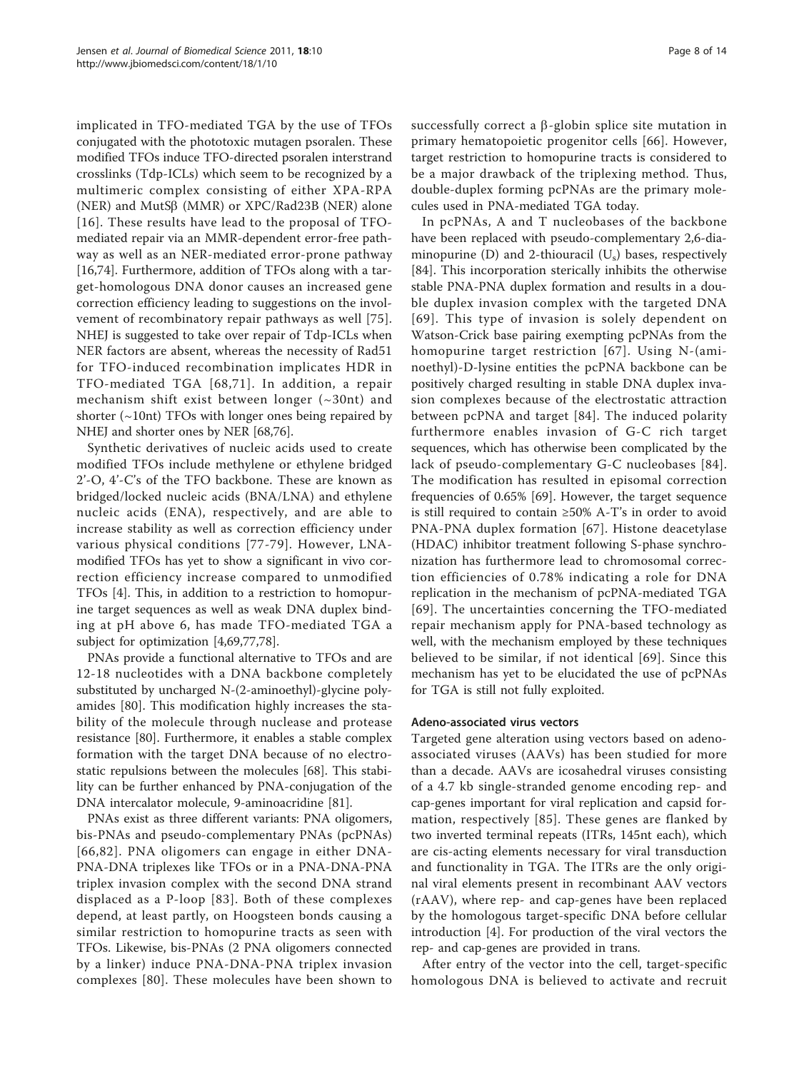implicated in TFO-mediated TGA by the use of TFOs conjugated with the phototoxic mutagen psoralen. These modified TFOs induce TFO-directed psoralen interstrand crosslinks (Tdp-ICLs) which seem to be recognized by a multimeric complex consisting of either XPA-RPA (NER) and MutSβ (MMR) or XPC/Rad23B (NER) alone [16]. These results have lead to the proposal of TFO-mediated repair via an MMR-dependent error-free pathway as well as an NER-mediated error-prone pathway [16,74]. Furthermore, addition of TFOs along with a target-homologous DNA donor causes an increased gene correction efficiency leading to suggestions on the involvement of recombinatory repair pathways as well [75]. NHEJ is suggested to take over repair of Tdp-ICLs when NER factors are absent, whereas the necessity of Rad51 for TFO-induced recombination implicates HDR in TFO-mediated TGA [68,71]. In addition, a repair mechanism shift exist between longer (~30nt) and shorter (~10nt) TFOs with longer ones being repaired by NHEJ and shorter ones by NER [68,76].

Synthetic derivatives of nucleic acids used to create modified TFOs include methylene or ethylene bridged 2'-O, 4'-C's of the TFO backbone. These are known as bridged/locked nucleic acids (BNA/LNA) and ethylene nucleic acids (ENA), respectively, and are able to increase stability as well as correction efficiency under various physical conditions [77-79]. However, LNA-modified TFOs has yet to show a significant in vivo correction efficiency increase compared to unmodified TFOs [4]. This, in addition to a restriction to homopurine target sequences as well as weak DNA duplex binding at pH above 6, has made TFO-mediated TGA a subject for optimization [4,69,77,78].

PNAs provide a functional alternative to TFOs and are 12-18 nucleotides with a DNA backbone completely substituted by uncharged N-(2-aminoethyl)-glycine polyamides [80]. This modification highly increases the stability of the molecule through nuclease and protease resistance [80]. Furthermore, it enables a stable complex formation with the target DNA because of no electrostatic repulsions between the molecules [68]. This stability can be further enhanced by PNA-conjugation of the DNA intercalator molecule, 9-aminoacridine [81].

PNAs exist as three different variants: PNA oligomers, bis-PNAs and pseudo-complementary PNAs (pcPNAs) [66,82]. PNA oligomers can engage in either DNA-PNA-DNA triplexes like TFOs or in a PNA-DNA-PNA triplex invasion complex with the second DNA strand displaced as a P-loop [83]. Both of these complexes depend, at least partly, on Hoogsteen bonds causing a similar restriction to homopurine tracts as seen with TFOs. Likewise, bis-PNAs (2 PNA oligomers connected by a linker) induce PNA-DNA-PNA triplex invasion complexes [80]. These molecules have been shown to successfully correct a β-globin splice site mutation in primary hematopoietic progenitor cells [66]. However, target restriction to homopurine tracts is considered to be a major drawback of the triplexing method. Thus, double-duplex forming pcPNAs are the primary molecules used in PNA-mediated TGA today.

In pcPNAs, A and T nucleobases of the backbone have been replaced with pseudo-complementary 2,6-diaminopurine (D) and 2-thiouracil ($U_s$) bases, respectively [84]. This incorporation sterically inhibits the otherwise stable PNA-PNA duplex formation and results in a double duplex invasion complex with the targeted DNA [69]. This type of invasion is solely dependent on Watson-Crick base pairing exempting pcPNAs from the homopurine target restriction [67]. Using N-(aminoethyl)-D-lysine entities the pcPNA backbone can be positively charged resulting in stable DNA duplex invasion complexes because of the electrostatic attraction between pcPNA and target [84]. The induced polarity furthermore enables invasion of G-C rich target sequences, which has otherwise been complicated by the lack of pseudo-complementary G-C nucleobases [84]. The modification has resulted in episomal correction frequencies of 0.65% [69]. However, the target sequence is still required to contain ≥50% A-T's in order to avoid PNA-PNA duplex formation [67]. Histone deacetylase (HDAC) inhibitor treatment following S-phase synchronization has furthermore lead to chromosomal correction efficiencies of 0.78% indicating a role for DNA replication in the mechanism of pcPNA-mediated TGA [69]. The uncertainties concerning the TFO-mediated repair mechanism apply for PNA-based technology as well, with the mechanism employed by these techniques believed to be similar, if not identical [69]. Since this mechanism has yet to be elucidated the use of pcPNAs for TGA is still not fully exploited.

#### Adeno-associated virus vectors

Targeted gene alteration using vectors based on adeno-associated viruses (AAVs) has been studied for more than a decade. AAVs are icosahedral viruses consisting of a 4.7 kb single-stranded genome encoding rep- and cap-genes important for viral replication and capsid formation, respectively [85]. These genes are flanked by two inverted terminal repeats (ITRs, 145nt each), which are cis-acting elements necessary for viral transduction and functionality in TGA. The ITRs are the only original viral elements present in recombinant AAV vectors (rAAV), where rep- and cap-genes have been replaced by the homologous target-specific DNA before cellular introduction [4]. For production of the viral vectors the rep- and cap-genes are provided in trans.

After entry of the vector into the cell, target-specific homologous DNA is believed to activate and recruit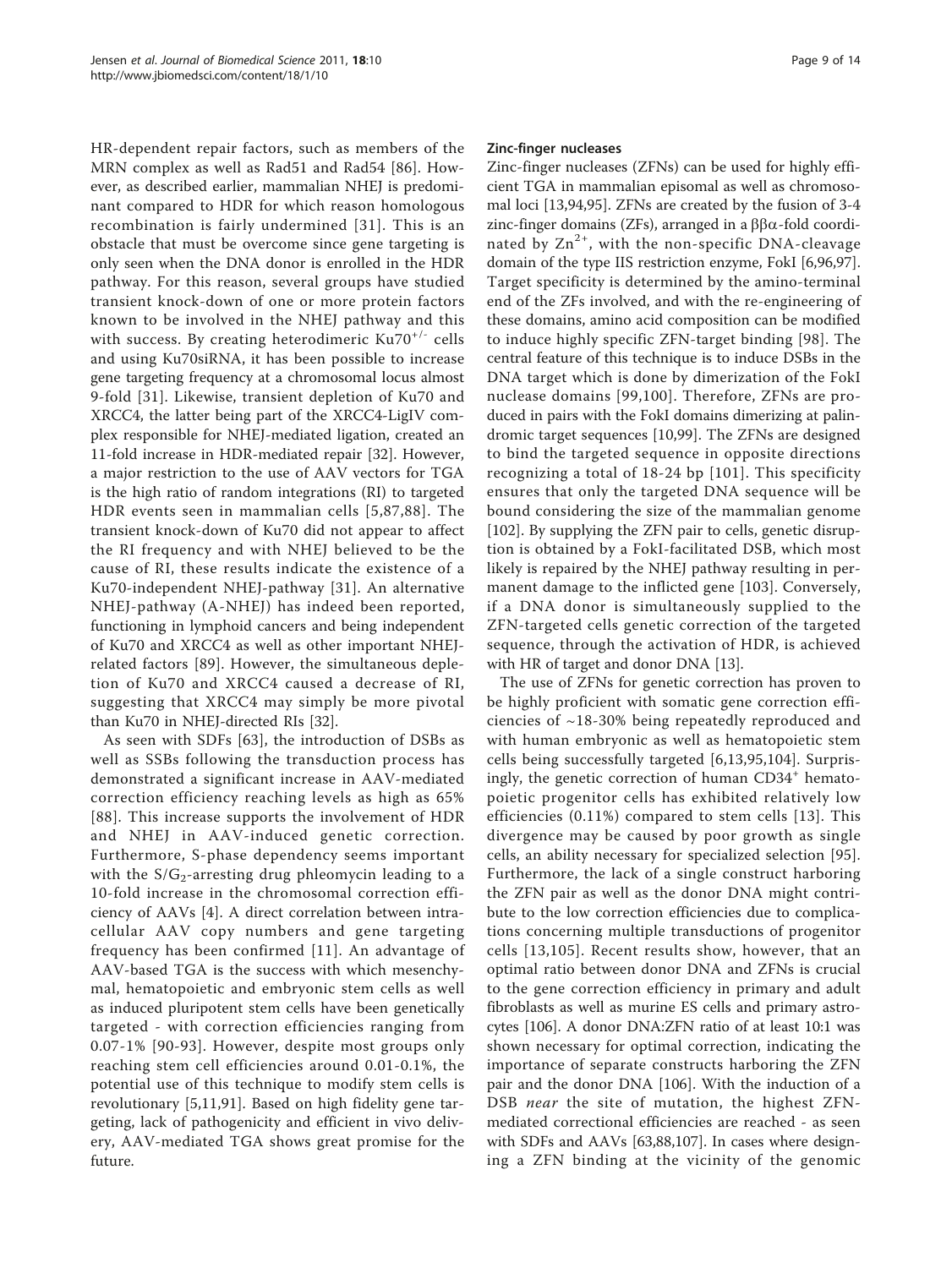HR-dependent repair factors, such as members of the MRN complex as well as Rad51 and Rad54 [86]. However, as described earlier, mammalian NHEJ is predominant compared to HDR for which reason homologous recombination is fairly undermined [31]. This is an obstacle that must be overcome since gene targeting is only seen when the DNA donor is enrolled in the HDR pathway. For this reason, several groups have studied transient knock-down of one or more protein factors known to be involved in the NHEJ pathway and this with success. By creating heterodimeric $Ku70^{+/-}$ cells and using Ku70siRNA, it has been possible to increase gene targeting frequency at a chromosomal locus almost 9-fold [31]. Likewise, transient depletion of Ku70 and XRCC4, the latter being part of the XRCC4-LigIV complex responsible for NHEJ-mediated ligation, created an 11-fold increase in HDR-mediated repair [32]. However, a major restriction to the use of AAV vectors for TGA is the high ratio of random integrations (RI) to targeted HDR events seen in mammalian cells [5,87,88]. The transient knock-down of Ku70 did not appear to affect the RI frequency and with NHEJ believed to be the cause of RI, these results indicate the existence of a Ku70-independent NHEJ-pathway [31]. An alternative NHEJ-pathway (A-NHEJ) has indeed been reported, functioning in lymphoid cancers and being independent of Ku70 and XRCC4 as well as other important NHEJ-related factors [89]. However, the simultaneous depletion of Ku70 and XRCC4 caused a decrease of RI, suggesting that XRCC4 may simply be more pivotal than Ku70 in NHEJ-directed RIs [32].

As seen with SDFs [63], the introduction of DSBs as well as SSBs following the transduction process has demonstrated a significant increase in AAV-mediated correction efficiency reaching levels as high as 65% [88]. This increase supports the involvement of HDR and NHEJ in AAV-induced genetic correction. Furthermore, S-phase dependency seems important with the $S/G_2$-arresting drug phleomycin leading to a 10-fold increase in the chromosomal correction efficiency of AAVs [4]. A direct correlation between intracellular AAV copy numbers and gene targeting frequency has been confirmed [11]. An advantage of AAV-based TGA is the success with which mesenchymal, hematopoietic and embryonic stem cells as well as induced pluripotent stem cells have been genetically targeted - with correction efficiencies ranging from 0.07-1% [90-93]. However, despite most groups only reaching stem cell efficiencies around 0.01-0.1%, the potential use of this technique to modify stem cells is revolutionary [5,11,91]. Based on high fidelity gene targeting, lack of pathogenicity and efficient in vivo delivery, AAV-mediated TGA shows great promise for the future.

#### Zinc-finger nucleases

Zinc-finger nucleases (ZFNs) can be used for highly efficient TGA in mammalian episomal as well as chromosomal loci [13,94,95]. ZFNs are created by the fusion of 3-4 zinc-finger domains (ZFs), arranged in a $\beta\beta\alpha$-fold coordinated by $Zn^{2+}$, with the non-specific DNA-cleavage domain of the type IIS restriction enzyme, FokI [6,96,97]. Target specificity is determined by the amino-terminal end of the ZFs involved, and with the re-engineering of these domains, amino acid composition can be modified to induce highly specific ZFN-target binding [98]. The central feature of this technique is to induce DSBs in the DNA target which is done by dimerization of the FokI nuclease domains [99,100]. Therefore, ZFNs are produced in pairs with the FokI domains dimerizing at palindromic target sequences [10,99]. The ZFNs are designed to bind the targeted sequence in opposite directions recognizing a total of 18-24 bp [101]. This specificity ensures that only the targeted DNA sequence will be bound considering the size of the mammalian genome [102]. By supplying the ZFN pair to cells, genetic disruption is obtained by a FokI-facilitated DSB, which most likely is repaired by the NHEJ pathway resulting in permanent damage to the inflicted gene [103]. Conversely, if a DNA donor is simultaneously supplied to the ZFN-targeted cells genetic correction of the targeted sequence, through the activation of HDR, is achieved with HR of target and donor DNA [13].

The use of ZFNs for genetic correction has proven to be highly proficient with somatic gene correction efficiencies of ~18-30% being repeatedly reproduced and with human embryonic as well as hematopoietic stem cells being successfully targeted [6,13,95,104]. Surprisingly, the genetic correction of human $CD34^+$ hematopoietic progenitor cells has exhibited relatively low efficiencies (0.11%) compared to stem cells [13]. This divergence may be caused by poor growth as single cells, an ability necessary for specialized selection [95]. Furthermore, the lack of a single construct harboring the ZFN pair as well as the donor DNA might contribute to the low correction efficiencies due to complications concerning multiple transductions of progenitor cells [13,105]. Recent results show, however, that an optimal ratio between donor DNA and ZFNs is crucial to the gene correction efficiency in primary and adult fibroblasts as well as murine ES cells and primary astrocytes [106]. A donor DNA:ZFN ratio of at least 10:1 was shown necessary for optimal correction, indicating the importance of separate constructs harboring the ZFN pair and the donor DNA [106]. With the induction of a DSB *near* the site of mutation, the highest ZFN-mediated correctional efficiencies are reached - as seen with SDFs and AAVs [63,88,107]. In cases where designing a ZFN binding at the vicinity of the genomic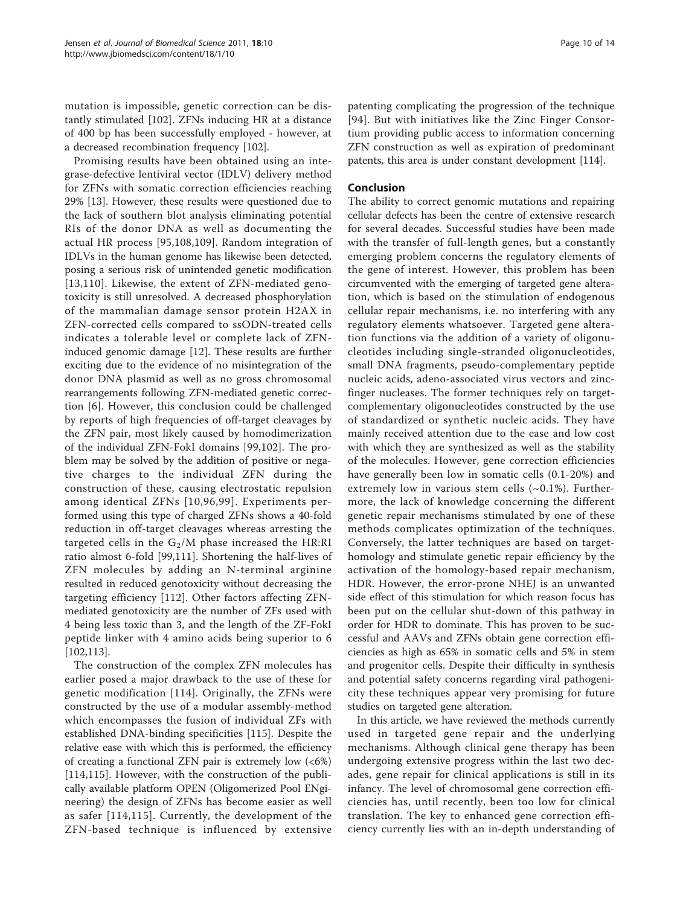mutation is impossible, genetic correction can be distantly stimulated [102]. ZFNs inducing HR at a distance of 400 bp has been successfully employed - however, at a decreased recombination frequency [102].

Promising results have been obtained using an integrase-defective lentiviral vector (IDLV) delivery method for ZFNs with somatic correction efficiencies reaching 29% [13]. However, these results were questioned due to the lack of southern blot analysis eliminating potential RIs of the donor DNA as well as documenting the actual HR process [95,108,109]. Random integration of IDLVs in the human genome has likewise been detected, posing a serious risk of unintended genetic modification [13,110]. Likewise, the extent of ZFN-mediated genotoxicity is still unresolved. A decreased phosphorylation of the mammalian damage sensor protein H2AX in ZFN-corrected cells compared to ssODN-treated cells indicates a tolerable level or complete lack of ZFN-induced genomic damage [12]. These results are further exciting due to the evidence of no misintegration of the donor DNA plasmid as well as no gross chromosomal rearrangements following ZFN-mediated genetic correction [6]. However, this conclusion could be challenged by reports of high frequencies of off-target cleavages by the ZFN pair, most likely caused by homodimerization of the individual ZFN-FokI domains [99,102]. The problem may be solved by the addition of positive or negative charges to the individual ZFN during the construction of these, causing electrostatic repulsion among identical ZFNs [10,96,99]. Experiments performed using this type of charged ZFNs shows a 40-fold reduction in off-target cleavages whereas arresting the targeted cells in the $G_2$/M phase increased the HR:RI ratio almost 6-fold [99,111]. Shortening the half-lives of ZFN molecules by adding an N-terminal arginine resulted in reduced genotoxicity without decreasing the targeting efficiency [112]. Other factors affecting ZFN-mediated genotoxicity are the number of ZFs used with 4 being less toxic than 3, and the length of the ZF-FokI peptide linker with 4 amino acids being superior to 6 [102,113].

The construction of the complex ZFN molecules has earlier posed a major drawback to the use of these for genetic modification [114]. Originally, the ZFNs were constructed by the use of a modular assembly-method which encompasses the fusion of individual ZFs with established DNA-binding specificities [115]. Despite the relative ease with which this is performed, the efficiency of creating a functional ZFN pair is extremely low (<6%) [114,115]. However, with the construction of the publically available platform OPEN (Oligomerized Pool ENgineering) the design of ZFNs has become easier as well as safer [114,115]. Currently, the development of the ZFN-based technique is influenced by extensive patenting complicating the progression of the technique [94]. But with initiatives like the Zinc Finger Consortium providing public access to information concerning ZFN construction as well as expiration of predominant patents, this area is under constant development [114].

## Conclusion

The ability to correct genomic mutations and repairing cellular defects has been the centre of extensive research for several decades. Successful studies have been made with the transfer of full-length genes, but a constantly emerging problem concerns the regulatory elements of the gene of interest. However, this problem has been circumvented with the emerging of targeted gene alteration, which is based on the stimulation of endogenous cellular repair mechanisms, i.e. no interfering with any regulatory elements whatsoever. Targeted gene alteration functions via the addition of a variety of oligonucleotides including single-stranded oligonucleotides, small DNA fragments, pseudo-complementary peptide nucleic acids, adeno-associated virus vectors and zinc-finger nucleases. The former techniques rely on target-complementary oligonucleotides constructed by the use of standardized or synthetic nucleic acids. They have mainly received attention due to the ease and low cost with which they are synthesized as well as the stability of the molecules. However, gene correction efficiencies have generally been low in somatic cells (0.1-20%) and extremely low in various stem cells (~0.1%). Furthermore, the lack of knowledge concerning the different genetic repair mechanisms stimulated by one of these methods complicates optimization of the techniques. Conversely, the latter techniques are based on target-homology and stimulate genetic repair efficiency by the activation of the homology-based repair mechanism, HDR. However, the error-prone NHEJ is an unwanted side effect of this stimulation for which reason focus has been put on the cellular shut-down of this pathway in order for HDR to dominate. This has proven to be successful and AAVs and ZFNs obtain gene correction efficiencies as high as 65% in somatic cells and 5% in stem and progenitor cells. Despite their difficulty in synthesis and potential safety concerns regarding viral pathogenicity these techniques appear very promising for future studies on targeted gene alteration.

In this article, we have reviewed the methods currently used in targeted gene repair and the underlying mechanisms. Although clinical gene therapy has been undergoing extensive progress within the last two decades, gene repair for clinical applications is still in its infancy. The level of chromosomal gene correction efficiencies has, until recently, been too low for clinical translation. The key to enhanced gene correction efficiency currently lies with an in-depth understanding of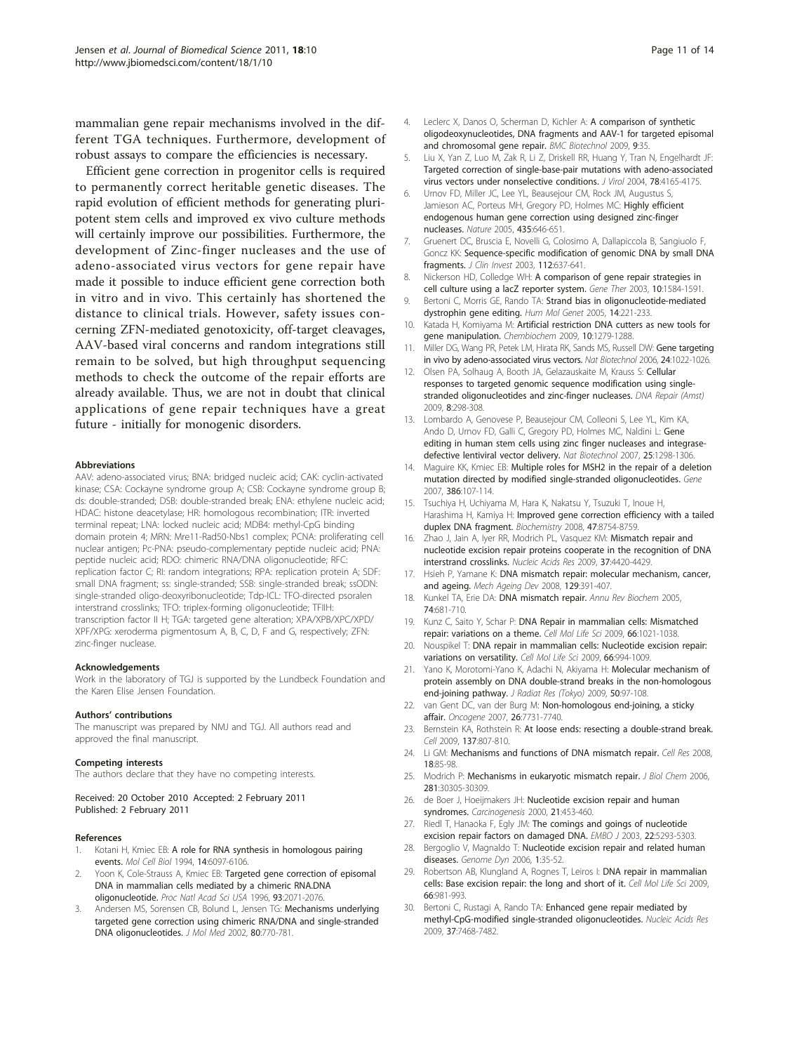mammalian gene repair mechanisms involved in the different TGA techniques. Furthermore, development of robust assays to compare the efficiencies is necessary.

Efficient gene correction in progenitor cells is required to permanently correct heritable genetic diseases. The rapid evolution of efficient methods for generating pluripotent stem cells and improved ex vivo culture methods will certainly improve our possibilities. Furthermore, the development of Zinc-finger nucleases and the use of adeno-associated virus vectors for gene repair have made it possible to induce efficient gene correction both in vitro and in vivo. This certainly has shortened the distance to clinical trials. However, safety issues concerning ZFN-mediated genotoxicity, off-target cleavages, AAV-based viral concerns and random integrations still remain to be solved, but high throughput sequencing methods to check the outcome of the repair efforts are already available. Thus, we are not in doubt that clinical applications of gene repair techniques have a great future - initially for monogenic disorders.

#### Abbreviations

AAV: adeno-associated virus; BNA: bridged nucleic acid; CAK: cyclin-activated kinase; CSA: Cockayne syndrome group A; CSB: Cockayne syndrome group B; ds: double-stranded; DSB: double-stranded break; ENA: ethylene nucleic acid; HDAC: histone deacetylase; HR: homologous recombination; ITR: inverted terminal repeat; LNA: locked nucleic acid; MDB4: methyl-CpG binding domain protein 4; MRN: Mre11-Rad50-Nbs1 complex; PCNA: proliferating cell nuclear antigen; Pc-PNA: pseudo-complementary peptide nucleic acid; PNA: peptide nucleic acid; RDO: chimeric RNA/DNA oligonucleotide; RFC: replication factor C; RI: random integrations; RPA: replication protein A; SDF: small DNA fragment; ss: single-stranded; SSB: single-stranded break; ssODN: single-stranded oligo-deoxyribonucleotide; Tdp-ICL: TFO-directed psoralen interstrand crosslinks; TFO: triplex-forming oligonucleotide; TFIIH: transcription factor II H; TGA: targeted gene alteration; XPA/XPB/XPC/XPD/XPF/XPG: xeroderma pigmentosum A, B, C, D, F and G, respectively; ZFN: zinc-finger nuclease.

#### Acknowledgements

Work in the laboratory of TGJ is supported by the Lundbeck Foundation and the Karen Elise Jensen Foundation.

#### Authors' contributions

The manuscript was prepared by NMJ and TGJ. All authors read and approved the final manuscript.

#### Competing interests

The authors declare that they have no competing interests.

Received: 20 October 2010 Accepted: 2 February 2011
Published: 2 February 2011

#### References

1. Kotani H, Kmiec EB: **A role for RNA synthesis in homologous pairing events.** *Mol Cell Biol* 1994, **14**:6097-6106.
2. Yoon K, Cole-Strauss A, Kmiec EB: **Targeted gene correction of episomal DNA in mammalian cells mediated by a chimeric RNA.DNA oligonucleotide.** *Proc Natl Acad Sci USA* 1996, **93**:2071-2076.
3. Andersen MS, Sorensen CB, Bolund L, Jensen TG: **Mechanisms underlying targeted gene correction using chimeric RNA/DNA and single-stranded DNA oligonucleotides.** *J Mol Med* 2002, **80**:770-781.
4. Leclerc X, Danos O, Scherman D, Kichler A: **A comparison of synthetic oligodeoxynucleotides, DNA fragments and AAV-1 for targeted episomal and chromosomal gene repair.** *BMC Biotechnol* 2009, **9**:35.
5. Liu X, Yan Z, Luo M, Zak R, Li Z, Driskell RR, Huang Y, Tran N, Engelhardt JF: **Targeted correction of single-base-pair mutations with adeno-associated virus vectors under nonselective conditions.** *J Virol* 2004, **78**:4165-4175.
6. Urnov FD, Miller JC, Lee YL, Beausejour CM, Rock JM, Augustus S, Jamieson AC, Porteus MH, Gregory PD, Holmes MC: **Highly efficient endogenous human gene correction using designed zinc-finger nucleases.** *Nature* 2005, **435**:646-651.
7. Gruenert DC, Bruscia E, Novelli G, Colosimo A, Dallapiccola B, Sangiuolo F, Goncz KK: **Sequence-specific modification of genomic DNA by small DNA fragments.** *J Clin Invest* 2003, **112**:637-641.
8. Nickerson HD, Colledge WH: **A comparison of gene repair strategies in cell culture using a lacZ reporter system.** *Gene Ther* 2003, **10**:1584-1591.
9. Bertoni C, Morris GE, Rando TA: **Strand bias in oligonucleotide-mediated dystrophin gene editing.** *Hum Mol Genet* 2005, **14**:221-233.
10. Katada H, Komiyama M: **Artificial restriction DNA cutters as new tools for gene manipulation.** *Chembiochem* 2009, **10**:1279-1288.
11. Miller DG, Wang PR, Petek LM, Hirata RK, Sands MS, Russell DW: **Gene targeting in vivo by adeno-associated virus vectors.** *Nat Biotechnol* 2006, **24**:1022-1026.
12. Olsen PA, Solhaug A, Booth JA, Gelazauskaite M, Krauss S: **Cellular responses to targeted genomic sequence modification using single-stranded oligonucleotides and zinc-finger nucleases.** *DNA Repair (Amst)* 2009, **8**:298-308.
13. Lombardo A, Genovese P, Beausejour CM, Colleoni S, Lee YL, Kim KA, Ando D, Urnov FD, Galli C, Gregory PD, Holmes MC, Naldini L: **Gene editing in human stem cells using zinc finger nucleases and integrase-defective lentiviral vector delivery.** *Nat Biotechnol* 2007, **25**:1298-1306.
14. Maguire KK, Kmiec EB: **Multiple roles for MSH2 in the repair of a deletion mutation directed by modified single-stranded oligonucleotides.** *Gene* 2007, **386**:107-114.
15. Tsuchiya H, Uchiyama M, Hara K, Nakatsu Y, Tsuzuki T, Inoue H, Harashima H, Kamiya H: **Improved gene correction efficiency with a tailed duplex DNA fragment.** *Biochemistry* 2008, **47**:8754-8759.
16. Zhao J, Jain A, Iyer RR, Modrich PL, Vasquez KM: **Mismatch repair and nucleotide excision repair proteins cooperate in the recognition of DNA interstrand crosslinks.** *Nucleic Acids Res* 2009, **37**:4420-4429.
17. Hsieh P, Yamane K: **DNA mismatch repair: molecular mechanism, cancer, and ageing.** *Mech Ageing Dev* 2008, **129**:391-407.
18. Kunkel TA, Erie DA: **DNA mismatch repair.** *Annu Rev Biochem* 2005, **74**:681-710.
19. Kunz C, Saito Y, Schar P: **DNA Repair in mammalian cells: Mismatched repair: variations on a theme.** *Cell Mol Life Sci* 2009, **66**:1021-1038.
20. Nouspikel T: **DNA repair in mammalian cells: Nucleotide excision repair: variations on versatility.** *Cell Mol Life Sci* 2009, **66**:994-1009.
21. Yano K, Morotomi-Yano K, Adachi N, Akiyama H: **Molecular mechanism of protein assembly on DNA double-strand breaks in the non-homologous end-joining pathway.** *J Radiat Res (Tokyo)* 2009, **50**:97-108.
22. van Gent DC, van der Burg M: **Non-homologous end-joining, a sticky affair.** *Oncogene* 2007, **26**:7731-7740.
23. Bernstein KA, Rothstein R: **At loose ends: resecting a double-strand break.** *Cell* 2009, **137**:807-810.
24. Li GM: **Mechanisms and functions of DNA mismatch repair.** *Cell Res* 2008, **18**:85-98.
25. Modrich P: **Mechanisms in eukaryotic mismatch repair.** *J Biol Chem* 2006, **281**:30305-30309.
26. de Boer J, Hoeijmakers JH: **Nucleotide excision repair and human syndromes.** *Carcinogenesis* 2000, **21**:453-460.
27. Riedl T, Hanaoka F, Egly JM: **The comings and goings of nucleotide excision repair factors on damaged DNA.** *EMBO J* 2003, **22**:5293-5303.
28. Bergoglio V, Magnaldo T: **Nucleotide excision repair and related human diseases.** *Genome Dyn* 2006, **1**:35-52.
29. Robertson AB, Klungland A, Rognes T, Leiros I: **DNA repair in mammalian cells: Base excision repair: the long and short of it.** *Cell Mol Life Sci* 2009, **66**:981-993.
30. Bertoni C, Rustagi A, Rando TA: **Enhanced gene repair mediated by methyl-CpG-modified single-stranded oligonucleotides.** *Nucleic Acids Res* 2009, **37**:7468-7482.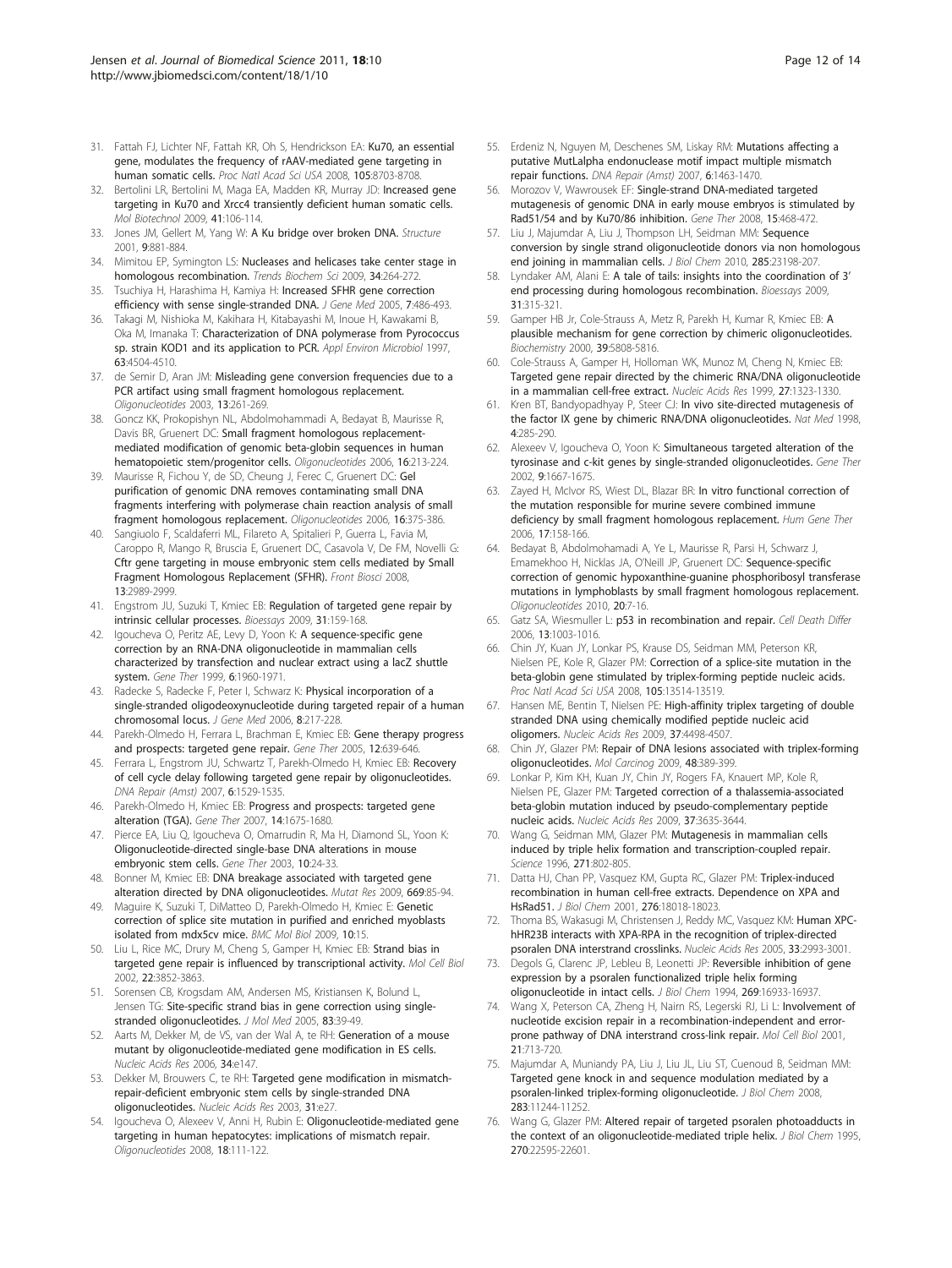31. Fattah FJ, Lichter NF, Fattah KR, Oh S, Hendrickson EA: **Ku70, an essential gene, modulates the frequency of rAAV-mediated gene targeting in human somatic cells.** *Proc Natl Acad Sci USA* 2008, **105**:8703-8708.
32. Bertolini LR, Bertolini M, Maga EA, Madden KR, Murray JD: **Increased gene targeting in Ku70 and Xrcc4 transiently deficient human somatic cells.** *Mol Biotechnol* 2009, **41**:106-114.
33. Jones JM, Gellert M, Yang W: **A Ku bridge over broken DNA.** *Structure* 2001, **9**:881-884.
34. Mimitou EP, Symington LS: **Nucleases and helicases take center stage in homologous recombination.** *Trends Biochem Sci* 2009, **34**:264-272.
35. Tsuchiya H, Harashima H, Kamiya H: **Increased SFHR gene correction efficiency with sense single-stranded DNA.** *J Gene Med* 2005, **7**:486-493.
36. Takagi M, Nishioka M, Kakihara H, Kitabayashi M, Inoue H, Kawakami B, Oka M, Imanaka T: **Characterization of DNA polymerase from Pyrococcus sp. strain KOD1 and its application to PCR.** *Appl Environ Microbiol* 1997, **63**:4504-4510.
37. de Semir D, Aran JM: **Misleading gene conversion frequencies due to a PCR artifact using small fragment homologous replacement.** *Oligonucleotides* 2003, **13**:261-269.
38. Goncz KK, Prokopishyn NL, Abdolmohammadi A, Bedayat B, Maurisse R, Davis BR, Gruenert DC: **Small fragment homologous replacement-mediated modification of genomic beta-globin sequences in human hematopoietic stem/progenitor cells.** *Oligonucleotides* 2006, **16**:213-224.
39. Maurisse R, Fichou Y, de SD, Cheung J, Ferec C, Gruenert DC: **Gel purification of genomic DNA removes contaminating small DNA fragments interfering with polymerase chain reaction analysis of small fragment homologous replacement.** *Oligonucleotides* 2006, **16**:375-386.
40. Sangiuolo F, Scaldaferri ML, Filareto A, Spitalieri P, Guerra L, Favia M, Caroppo R, Mango R, Bruscia E, Gruenert DC, Casavola V, De FM, Novelli G: **Cftr gene targeting in mouse embryonic stem cells mediated by Small Fragment Homologous Replacement (SFHR).** *Front Biosci* 2008, **13**:2989-2999.
41. Engstrom JU, Suzuki T, Kmiec EB: **Regulation of targeted gene repair by intrinsic cellular processes.** *Bioessays* 2009, **31**:159-168.
42. Igoucheva O, Peritz AE, Levy D, Yoon K: **A sequence-specific gene correction by an RNA-DNA oligonucleotide in mammalian cells characterized by transfection and nuclear extract using a lacZ shuttle system.** *Gene Ther* 1999, **6**:1960-1971.
43. Radecke S, Radecke F, Peter I, Schwarz K: **Physical incorporation of a single-stranded oligodeoxynucleotide during targeted repair of a human chromosomal locus.** *J Gene Med* 2006, **8**:217-228.
44. Parekh-Olmedo H, Ferrara L, Brachman E, Kmiec EB: **Gene therapy progress and prospects: targeted gene repair.** *Gene Ther* 2005, **12**:639-646.
45. Ferrara L, Engstrom JU, Schwartz T, Parekh-Olmedo H, Kmiec EB: **Recovery of cell cycle delay following targeted gene repair by oligonucleotides.** *DNA Repair (Amst)* 2007, **6**:1529-1535.
46. Parekh-Olmedo H, Kmiec EB: **Progress and prospects: targeted gene alteration (TGA).** *Gene Ther* 2007, **14**:1675-1680.
47. Pierce EA, Liu Q, Igoucheva O, Omarrudin R, Ma H, Diamond SL, Yoon K: **Oligonucleotide-directed single-base DNA alterations in mouse embryonic stem cells.** *Gene Ther* 2003, **10**:24-33.
48. Bonner M, Kmiec EB: **DNA breakage associated with targeted gene alteration directed by DNA oligonucleotides.** *Mutat Res* 2009, **669**:85-94.
49. Maguire K, Suzuki T, DiMatteo D, Parekh-Olmedo H, Kmiec E: **Genetic correction of splice site mutation in purified and enriched myoblasts isolated from mdx5cv mice.** *BMC Mol Biol* 2009, **10**:15.
50. Liu L, Rice MC, Drury M, Cheng S, Gamper H, Kmiec EB: **Strand bias in targeted gene repair is influenced by transcriptional activity.** *Mol Cell Biol* 2002, **22**:3852-3863.
51. Sorensen CB, Krogsdam AM, Andersen MS, Kristiansen K, Bolund L, Jensen TG: **Site-specific strand bias in gene correction using single-stranded oligonucleotides.** *J Mol Med* 2005, **83**:39-49.
52. Aarts M, Dekker M, de VS, van der Wal A, te RH: **Generation of a mouse mutant by oligonucleotide-mediated gene modification in ES cells.** *Nucleic Acids Res* 2006, **34**:e147.
53. Dekker M, Brouwers C, te RH: **Targeted gene modification in mismatch-repair-deficient embryonic stem cells by single-stranded DNA oligonucleotides.** *Nucleic Acids Res* 2003, **31**:e27.
54. Igoucheva O, Alexeev V, Anni H, Rubin E: **Oligonucleotide-mediated gene targeting in human hepatocytes: implications of mismatch repair.** *Oligonucleotides* 2008, **18**:111-122.
55. Erdeniz N, Nguyen M, Deschenes SM, Liskay RM: **Mutations affecting a putative MutLalpha endonuclease motif impact multiple mismatch repair functions.** *DNA Repair (Amst)* 2007, **6**:1463-1470.
56. Morozov V, Wawrousek EF: **Single-strand DNA-mediated targeted mutagenesis of genomic DNA in early mouse embryos is stimulated by Rad51/54 and by Ku70/86 inhibition.** *Gene Ther* 2008, **15**:468-472.
57. Liu J, Majumdar A, Liu J, Thompson LH, Seidman MM: **Sequence conversion by single strand oligonucleotide donors via non homologous end joining in mammalian cells.** *J Biol Chem* 2010, **285**:23198-207.
58. Lyndaker AM, Alani E: **A tale of tails: insights into the coordination of 3' end processing during homologous recombination.** *Bioessays* 2009, **31**:315-321.
59. Gamper HB Jr, Cole-Strauss A, Metz R, Parekh H, Kumar R, Kmiec EB: **A plausible mechanism for gene correction by chimeric oligonucleotides.** *Biochemistry* 2000, **39**:5808-5816.
60. Cole-Strauss A, Gamper H, Holloman WK, Munoz M, Cheng N, Kmiec EB: **Targeted gene repair directed by the chimeric RNA/DNA oligonucleotide in a mammalian cell-free extract.** *Nucleic Acids Res* 1999, **27**:1323-1330.
61. Kren BT, Bandyopadhyay P, Steer CJ: **In vivo site-directed mutagenesis of the factor IX gene by chimeric RNA/DNA oligonucleotides.** *Nat Med* 1998, **4**:285-290.
62. Alexeev V, Igoucheva O, Yoon K: **Simultaneous targeted alteration of the tyrosinase and c-kit genes by single-stranded oligonucleotides.** *Gene Ther* 2002, **9**:1667-1675.
63. Zayed H, McIvor RS, Wiest DL, Blazar BR: **In vitro functional correction of the mutation responsible for murine severe combined immune deficiency by small fragment homologous replacement.** *Hum Gene Ther* 2006, **17**:158-166.
64. Bedayat B, Abdolmohamadi A, Ye L, Maurisse R, Parsi H, Schwarz J, Emamekhoo H, Nicklas JA, O'Neill JP, Gruenert DC: **Sequence-specific correction of genomic hypoxanthine-guanine phosphoribosyl transferase mutations in lymphoblasts by small fragment homologous replacement.** *Oligonucleotides* 2010, **20**:7-16.
65. Gatz SA, Wiesmuller L: **p53 in recombination and repair.** *Cell Death Differ* 2006, **13**:1003-1016.
66. Chin JY, Kuan JY, Lonkar PS, Krause DS, Seidman MM, Peterson KR, Nielsen PE, Kole R, Glazer PM: **Correction of a splice-site mutation in the beta-globin gene stimulated by triplex-forming peptide nucleic acids.** *Proc Natl Acad Sci USA* 2008, **105**:13514-13519.
67. Hansen ME, Bentin T, Nielsen PE: **High-affinity triplex targeting of double stranded DNA using chemically modified peptide nucleic acid oligomers.** *Nucleic Acids Res* 2009, **37**:4498-4507.
68. Chin JY, Glazer PM: **Repair of DNA lesions associated with triplex-forming oligonucleotides.** *Mol Carcinog* 2009, **48**:389-399.
69. Lonkar P, Kim KH, Kuan JY, Chin JY, Rogers FA, Knauert MP, Kole R, Nielsen PE, Glazer PM: **Targeted correction of a thalassemia-associated beta-globin mutation induced by pseudo-complementary peptide nucleic acids.** *Nucleic Acids Res* 2009, **37**:3635-3644.
70. Wang G, Seidman MM, Glazer PM: **Mutagenesis in mammalian cells induced by triple helix formation and transcription-coupled repair.** *Science* 1996, **271**:802-805.
71. Datta HJ, Chan PP, Vasquez KM, Gupta RC, Glazer PM: **Triplex-induced recombination in human cell-free extracts. Dependence on XPA and HsRad51.** *J Biol Chem* 2001, **276**:18018-18023.
72. Thoma BS, Wakasugi M, Christensen J, Reddy MC, Vasquez KM: **Human XPC-hHR23B interacts with XPA-RPA in the recognition of triplex-directed psoralen DNA interstrand crosslinks.** *Nucleic Acids Res* 2005, **33**:2993-3001.
73. Degols G, Clarenc JP, Lebleu B, Leonetti JP: **Reversible inhibition of gene expression by a psoralen functionalized triple helix forming oligonucleotide in intact cells.** *J Biol Chem* 1994, **269**:16933-16937.
74. Wang X, Peterson CA, Zheng H, Nairn RS, Legerski RJ, Li L: **Involvement of nucleotide excision repair in a recombination-independent and error-prone pathway of DNA interstrand cross-link repair.** *Mol Cell Biol* 2001, **21**:713-720.
75. Majumdar A, Muniandy PA, Liu J, Liu JL, Liu ST, Cuenoud B, Seidman MM: **Targeted gene knock in and sequence modulation mediated by a psoralen-linked triplex-forming oligonucleotide.** *J Biol Chem* 2008, **283**:11244-11252.
76. Wang G, Glazer PM: **Altered repair of targeted psoralen photoadducts in the context of an oligonucleotide-mediated triple helix.** *J Biol Chem* 1995, **270**:22595-22601.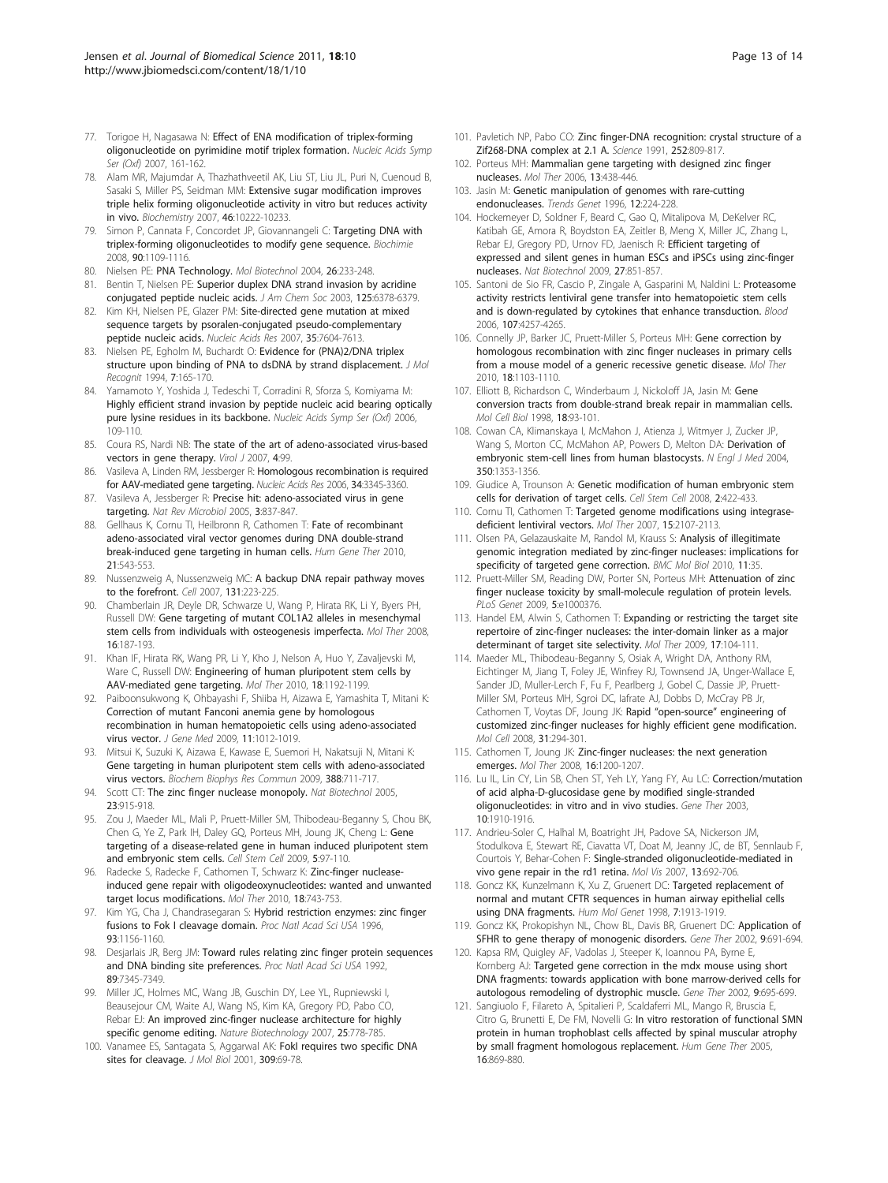77. Torigoe H, Nagasawa N: Effect of ENA modification of triplex-forming oligonucleotide on pyrimidine motif triplex formation. *Nucleic Acids Symp Ser (Oxf)* 2007, 161-162.
78. Alam MR, Majumdar A, Thazhathveetil AK, Liu ST, Liu JL, Puri N, Cuenoud B, Sasaki S, Miller PS, Seidman MM: Extensive sugar modification improves triple helix forming oligonucleotide activity in vitro but reduces activity in vivo. *Biochemistry* 2007, 46:10222-10233.
79. Simon P, Cannata F, Concordet JP, Giovannangeli C: Targeting DNA with triplex-forming oligonucleotides to modify gene sequence. *Biochimie* 2008, 90:1109-1116.
80. Nielsen PE: PNA Technology. *Mol Biotechnol* 2004, 26:233-248.
81. Bentin T, Nielsen PE: Superior duplex DNA strand invasion by acridine conjugated peptide nucleic acids. *J Am Chem Soc* 2003, 125:6378-6379.
82. Kim KH, Nielsen PE, Glazer PM: Site-directed gene mutation at mixed sequence targets by psoralen-conjugated pseudo-complementary peptide nucleic acids. *Nucleic Acids Res* 2007, 35:7604-7613.
83. Nielsen PE, Egholm M, Buchardt O: Evidence for (PNA)2/DNA triplex structure upon binding of PNA to dsDNA by strand displacement. *J Mol Recognit* 1994, 7:165-170.
84. Yamamoto Y, Yoshida J, Tedeschi T, Corradini R, Sforza S, Komiyama M: Highly efficient strand invasion by peptide nucleic acid bearing optically pure lysine residues in its backbone. *Nucleic Acids Symp Ser (Oxf)* 2006, 109-110.
85. Coura RS, Nardi NB: The state of the art of adeno-associated virus-based vectors in gene therapy. *Virol J* 2007, 4:99.
86. Vasileva A, Linden RM, Jessberger R: Homologous recombination is required for AAV-mediated gene targeting. *Nucleic Acids Res* 2006, 34:3345-3360.
87. Vasileva A, Jessberger R: Precise hit: adeno-associated virus in gene targeting. *Nat Rev Microbiol* 2005, 3:837-847.
88. Gellhaus K, Cornu TI, Heilbronn R, Cathomen T: Fate of recombinant adeno-associated viral vector genomes during DNA double-strand break-induced gene targeting in human cells. *Hum Gene Ther* 2010, 21:543-553.
89. Nussenzweig A, Nussenzweig MC: A backup DNA repair pathway moves to the forefront. *Cell* 2007, 131:223-225.
90. Chamberlain JR, Deyle DR, Schwarze U, Wang P, Hirata RK, Li Y, Byers PH, Russell DW: Gene targeting of mutant COL1A2 alleles in mesenchymal stem cells from individuals with osteogenesis imperfecta. *Mol Ther* 2008, 16:187-193.
91. Khan IF, Hirata RK, Wang PR, Li Y, Kho J, Nelson A, Huo Y, Zavaljevski M, Ware C, Russell DW: Engineering of human pluripotent stem cells by AAV-mediated gene targeting. *Mol Ther* 2010, 18:1192-1199.
92. Paiboonsukwong K, Ohbayashi F, Shiiba H, Aizawa E, Yamashita T, Mitani K: Correction of mutant Fanconi anemia gene by homologous recombination in human hematopoietic cells using adeno-associated virus vector. *J Gene Med* 2009, 11:1012-1019.
93. Mitsui K, Suzuki K, Aizawa E, Kawase E, Suemori H, Nakatsuji N, Mitani K: Gene targeting in human pluripotent stem cells with adeno-associated virus vectors. *Biochem Biophys Res Commun* 2009, 388:711-717.
94. Scott CT: The zinc finger nuclease monopoly. *Nat Biotechnol* 2005, 23:915-918.
95. Zou J, Maeder ML, Mali P, Pruett-Miller SM, Thibodeau-Beganny S, Chou BK, Chen G, Ye Z, Park IH, Daley GQ, Porteus MH, Joung JK, Cheng L: Gene targeting of a disease-related gene in human induced pluripotent stem and embryonic stem cells. *Cell Stem Cell* 2009, 5:97-110.
96. Radecke S, Radecke F, Cathomen T, Schwarz K: Zinc-finger nuclease-induced gene repair with oligodeoxynucleotides: wanted and unwanted target locus modifications. *Mol Ther* 2010, 18:743-753.
97. Kim YG, Cha J, Chandrasegaran S: Hybrid restriction enzymes: zinc finger fusions to Fok I cleavage domain. *Proc Natl Acad Sci USA* 1996, 93:1156-1160.
98. Desjarlais JR, Berg JM: Toward rules relating zinc finger protein sequences and DNA binding site preferences. *Proc Natl Acad Sci USA* 1992, 89:7345-7349.
99. Miller JC, Holmes MC, Wang JB, Guschin DY, Lee YL, Rupniewski I, Beausejour CM, Waite AJ, Wang NS, Kim KA, Gregory PD, Pabo CO, Rebar EJ: An improved zinc-finger nuclease architecture for highly specific genome editing. *Nature Biotechnology* 2007, 25:778-785.
100. Vanamee ES, Santagata S, Aggarwal AK: FokI requires two specific DNA sites for cleavage. *J Mol Biol* 2001, 309:69-78.
101. Pavletich NP, Pabo CO: Zinc finger-DNA recognition: crystal structure of a Zif268-DNA complex at 2.1 A. *Science* 1991, 252:809-817.
102. Porteus MH: Mammalian gene targeting with designed zinc finger nucleases. *Mol Ther* 2006, 13:438-446.
103. Jasin M: Genetic manipulation of genomes with rare-cutting endonucleases. *Trends Genet* 1996, 12:224-228.
104. Hockemeyer D, Soldner F, Beard C, Gao Q, Mitalipova M, DeKelver RC, Katibah GE, Amora R, Boydston EA, Zeitler B, Meng X, Miller JC, Zhang L, Rebar EJ, Gregory PD, Urnov FD, Jaenisch R: Efficient targeting of expressed and silent genes in human ESCs and iPSCs using zinc-finger nucleases. *Nat Biotechnol* 2009, 27:851-857.
105. Santoni de Sio FR, Cascio P, Zingale A, Gasparini M, Naldini L: Proteasome activity restricts lentiviral gene transfer into hematopoietic stem cells and is down-regulated by cytokines that enhance transduction. *Blood* 2006, 107:4257-4265.
106. Connelly JP, Barker JC, Pruett-Miller S, Porteus MH: Gene correction by homologous recombination with zinc finger nucleases in primary cells from a mouse model of a generic recessive genetic disease. *Mol Ther* 2010, 18:1103-1110.
107. Elliott B, Richardson C, Winderbaum J, Nickoloff JA, Jasin M: Gene conversion tracts from double-strand break repair in mammalian cells. *Mol Cell Biol* 1998, 18:93-101.
108. Cowan CA, Klimanskaya I, McMahon J, Atienza J, Witmyer J, Zucker JP, Wang S, Morton CC, McMahon AP, Powers D, Melton DA: Derivation of embryonic stem-cell lines from human blastocysts. *N Engl J Med* 2004, 350:1353-1356.
109. Giudice A, Trounson A: Genetic modification of human embryonic stem cells for derivation of target cells. *Cell Stem Cell* 2008, 2:422-433.
110. Cornu TI, Cathomen T: Targeted genome modifications using integrase-deficient lentiviral vectors. *Mol Ther* 2007, 15:2107-2113.
111. Olsen PA, Gelazauskaite M, Randol M, Krauss S: Analysis of illegitimate genomic integration mediated by zinc-finger nucleases: implications for specificity of targeted gene correction. *BMC Mol Biol* 2010, 11:35.
112. Pruett-Miller SM, Reading DW, Porter SN, Porteus MH: Attenuation of zinc finger nuclease toxicity by small-molecule regulation of protein levels. *PLoS Genet* 2009, 5:e1000376.
113. Handel EM, Alwin S, Cathomen T: Expanding or restricting the target site repertoire of zinc-finger nucleases: the inter-domain linker as a major determinant of target site selectivity. *Mol Ther* 2009, 17:104-111.
114. Maeder ML, Thibodeau-Beganny S, Osiak A, Wright DA, Anthony RM, Eichtinger M, Jiang T, Foley JE, Winfrey RJ, Townsend JA, Unger-Wallace E, Sander JD, Muller-Lerch F, Fu F, Pearlberg J, Gobel C, Dassie JP, Pruett-Miller SM, Porteus MH, Sgroi DC, Iafrate AJ, Dobbs D, McCray PB Jr, Cathomen T, Voytas DF, Joung JK: Rapid "open-source" engineering of customized zinc-finger nucleases for highly efficient gene modification. *Mol Cell* 2008, 31:294-301.
115. Cathomen T, Joung JK: Zinc-finger nucleases: the next generation emerges. *Mol Ther* 2008, 16:1200-1207.
116. Lu IL, Lin CY, Lin SB, Chen ST, Yeh LY, Yang FY, Au LC: Correction/mutation of acid alpha-D-glucosidase gene by modified single-stranded oligonucleotides: in vitro and in vivo studies. *Gene Ther* 2003, 10:1910-1916.
117. Andrieu-Soler C, Halhal M, Boatright JH, Padove SA, Nickerson JM, Stodulkova E, Stewart RE, Ciavatta VT, Doat M, Jeanny JC, de BT, Sennlaub F, Courtois Y, Behar-Cohen F: Single-stranded oligonucleotide-mediated in vivo gene repair in the rd1 retina. *Mol Vis* 2007, 13:692-706.
118. Goncz KK, Kunzelmann K, Xu Z, Gruenert DC: Targeted replacement of normal and mutant CFTR sequences in human airway epithelial cells using DNA fragments. *Hum Mol Genet* 1998, 7:1913-1919.
119. Goncz KK, Prokopishyn NL, Chow BL, Davis BR, Gruenert DC: Application of SFHR to gene therapy of monogenic disorders. *Gene Ther* 2002, 9:691-694.
120. Kapsa RM, Quigley AF, Vadolas J, Steeper K, Ioannou PA, Byrne E, Kornberg AJ: Targeted gene correction in the mdx mouse using short DNA fragments: towards application with bone marrow-derived cells for autologous remodeling of dystrophic muscle. *Gene Ther* 2002, 9:695-699.
121. Sangiuolo F, Filareto A, Spitalieri P, Scaldaferri ML, Mango R, Bruscia E, Citro G, Brunetti E, De FM, Novelli G: In vitro restoration of functional SMN protein in human trophoblast cells affected by spinal muscular atrophy by small fragment homologous replacement. *Hum Gene Ther* 2005, 16:869-880.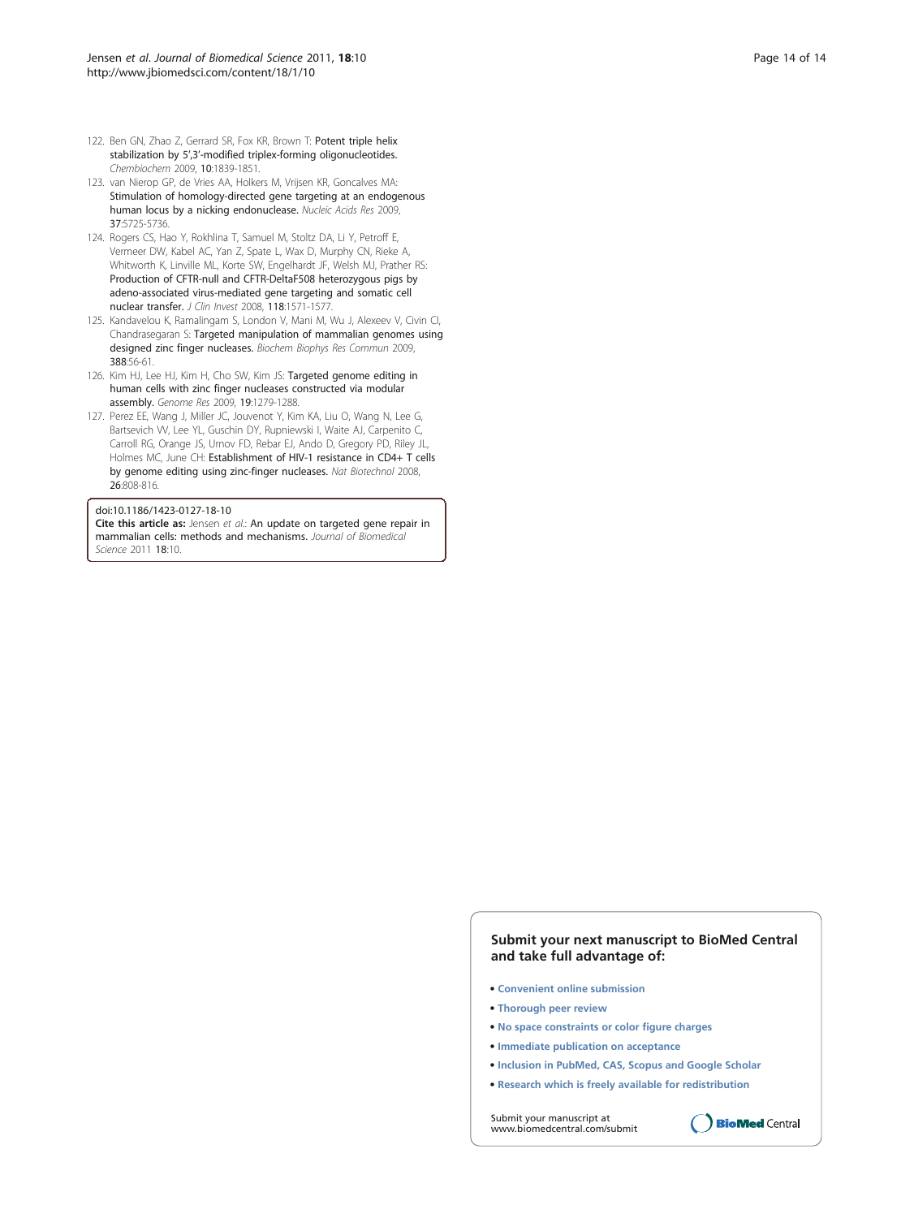122. Ben GN, Zhao Z, Gerrard SR, Fox KR, Brown T: **Potent triple helix stabilization by 5',3'-modified triplex-forming oligonucleotides.** *Chembiochem* 2009, **10**:1839-1851.
123. van Nierop GP, de Vries AA, Holkers M, Vrijsen KR, Goncalves MA: **Stimulation of homology-directed gene targeting at an endogenous human locus by a nicking endonuclease.** *Nucleic Acids Res* 2009, **37**:5725-5736.
124. Rogers CS, Hao Y, Rokhlina T, Samuel M, Stoltz DA, Li Y, Petroff E, Vermeer DW, Kabel AC, Yan Z, Spate L, Wax D, Murphy CN, Rieke A, Whitworth K, Linville ML, Korte SW, Engelhardt JF, Welsh MJ, Prather RS: **Production of CFTR-null and CFTR-DeltaF508 heterozygous pigs by adeno-associated virus-mediated gene targeting and somatic cell nuclear transfer.** *J Clin Invest* 2008, **118**:1571-1577.
125. Kandavelou K, Ramalingam S, London V, Mani M, Wu J, Alexeev V, Civin CI, Chandrasegaran S: **Targeted manipulation of mammalian genomes using designed zinc finger nucleases.** *Biochem Biophys Res Commun* 2009, **388**:56-61.
126. Kim HJ, Lee HJ, Kim H, Cho SW, Kim JS: **Targeted genome editing in human cells with zinc finger nucleases constructed via modular assembly.** *Genome Res* 2009, **19**:1279-1288.
127. Perez EE, Wang J, Miller JC, Jouvenot Y, Kim KA, Liu O, Wang N, Lee G, Bartsevich VV, Lee YL, Guschin DY, Rupniewski I, Waite AJ, Carpenito C, Carroll RG, Orange JS, Urnov FD, Rebar EJ, Ando D, Gregory PD, Riley JL, Holmes MC, June CH: **Establishment of HIV-1 resistance in CD4+ T cells by genome editing using zinc-finger nucleases.** *Nat Biotechnol* 2008, **26**:808-816.

doi:10.1186/1423-0127-18-10
**Cite this article as:** Jensen *et al.*: An update on targeted gene repair in mammalian cells: methods and mechanisms. *Journal of Biomedical Science* 2011 **18**:10.

**Submit your next manuscript to BioMed Central and take full advantage of:**

- **Convenient online submission**
- **Thorough peer review**
- **No space constraints or color figure charges**
- **Immediate publication on acceptance**
- **Inclusion in PubMed, CAS, Scopus and Google Scholar**
- **Research which is freely available for redistribution**

Submit your manuscript at
www.biomedcentral.com/submit

BioMed Central